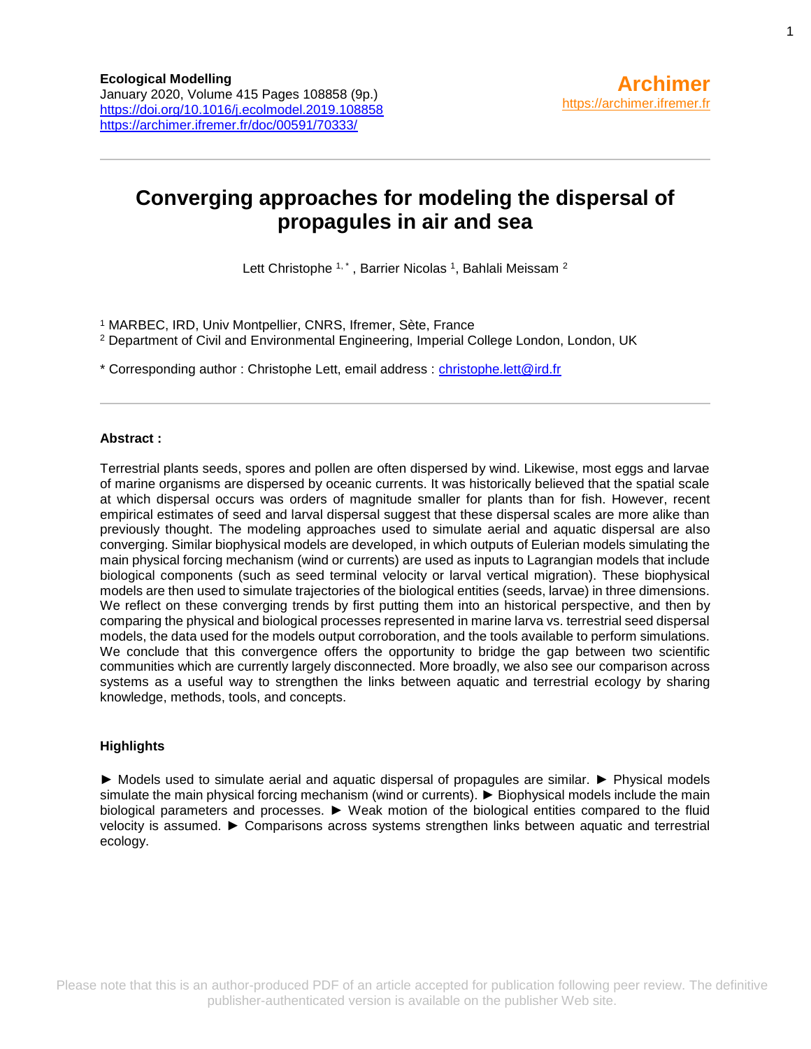**Ecological Modelling**
January 2020, Volume 415 Pages 108858 (9p.)
https://doi.org/10.1016/j.ecolmodel.2019.108858
https://archimer.ifremer.fr/doc/00591/70333/

**Archimer**
https://archimer.ifremer.fr

# Converging approaches for modeling the dispersal of propagules in air and sea

Lett Christophe [1,*], Barrier Nicolas [1], Bahlali Meissam [2]

[1] MARBEC, IRD, Univ Montpellier, CNRS, Ifremer, Sète, France
[2] Department of Civil and Environmental Engineering, Imperial College London, London, UK

* Corresponding author : Christophe Lett, email address : christophe.lett@ird.fr

## Abstract :

Terrestrial plants seeds, spores and pollen are often dispersed by wind. Likewise, most eggs and larvae of marine organisms are dispersed by oceanic currents. It was historically believed that the spatial scale at which dispersal occurs was orders of magnitude smaller for plants than for fish. However, recent empirical estimates of seed and larval dispersal suggest that these dispersal scales are more alike than previously thought. The modeling approaches used to simulate aerial and aquatic dispersal are also converging. Similar biophysical models are developed, in which outputs of Eulerian models simulating the main physical forcing mechanism (wind or currents) are used as inputs to Lagrangian models that include biological components (such as seed terminal velocity or larval vertical migration). These biophysical models are then used to simulate trajectories of the biological entities (seeds, larvae) in three dimensions. We reflect on these converging trends by first putting them into an historical perspective, and then by comparing the physical and biological processes represented in marine larva vs. terrestrial seed dispersal models, the data used for the models output corroboration, and the tools available to perform simulations. We conclude that this convergence offers the opportunity to bridge the gap between two scientific communities which are currently largely disconnected. More broadly, we also see our comparison across systems as a useful way to strengthen the links between aquatic and terrestrial ecology by sharing knowledge, methods, tools, and concepts.

## Highlights

► Models used to simulate aerial and aquatic dispersal of propagules are similar. ► Physical models simulate the main physical forcing mechanism (wind or currents). ► Biophysical models include the main biological parameters and processes. ► Weak motion of the biological entities compared to the fluid velocity is assumed. ► Comparisons across systems strengthen links between aquatic and terrestrial ecology.

Please note that this is an author-produced PDF of an article accepted for publication following peer review. The definitive publisher-authenticated version is available on the publisher Web site.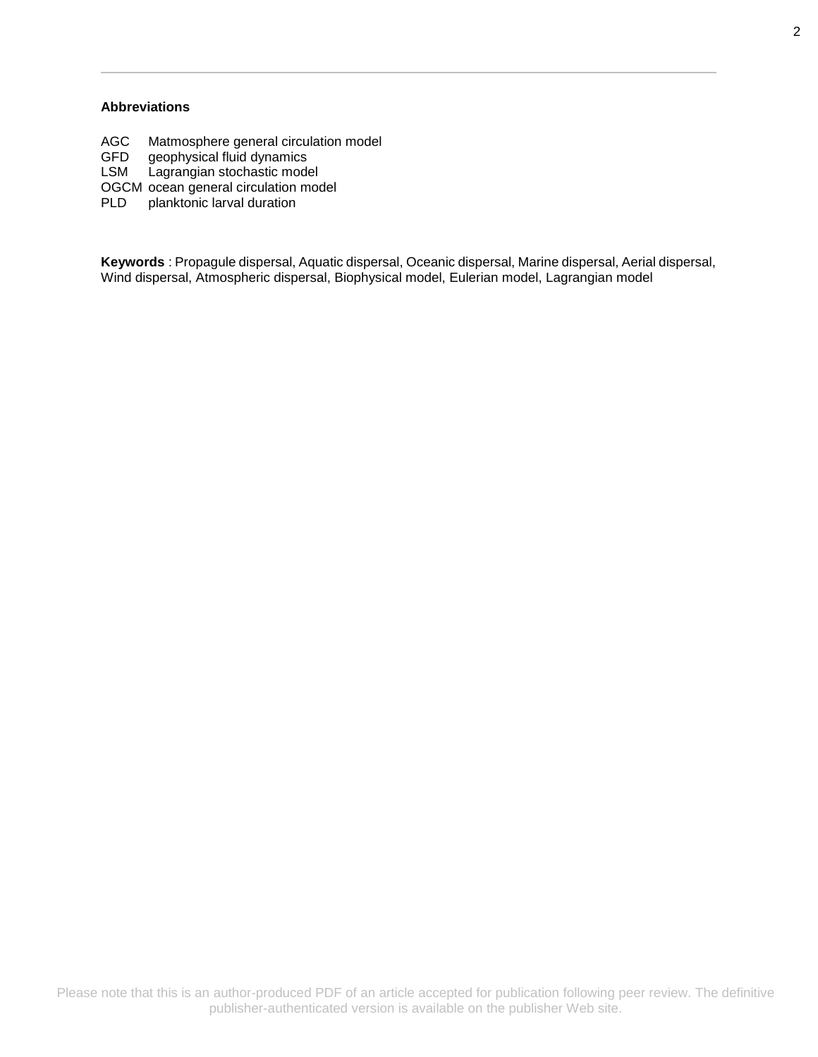**Abbreviations**

AGC Matmosphere general circulation model  
GFD geophysical fluid dynamics  
LSM Lagrangian stochastic model  
OGCM ocean general circulation model  
PLD planktonic larval duration

**Keywords** : Propagule dispersal, Aquatic dispersal, Oceanic dispersal, Marine dispersal, Aerial dispersal, Wind dispersal, Atmospheric dispersal, Biophysical model, Eulerian model, Lagrangian model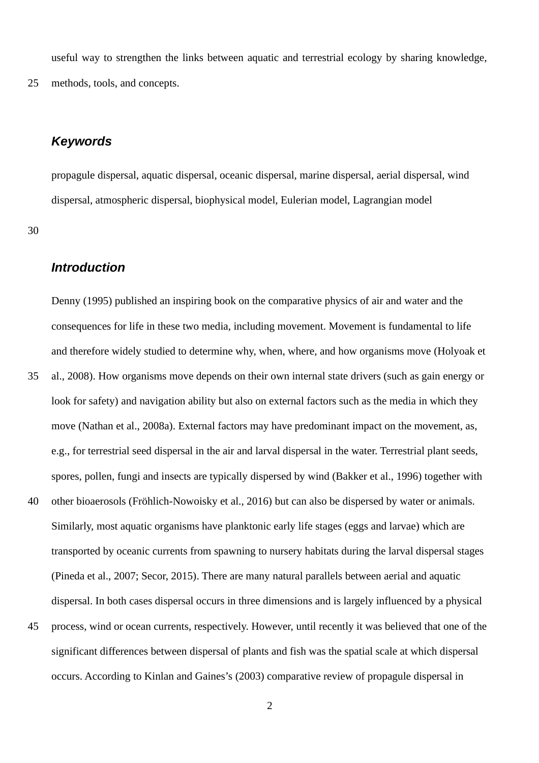useful way to strengthen the links between aquatic and terrestrial ecology by sharing knowledge, methods, tools, and concepts.

## *Keywords*

propagule dispersal, aquatic dispersal, oceanic dispersal, marine dispersal, aerial dispersal, wind dispersal, atmospheric dispersal, biophysical model, Eulerian model, Lagrangian model

## *Introduction*

Denny (1995) published an inspiring book on the comparative physics of air and water and the consequences for life in these two media, including movement. Movement is fundamental to life and therefore widely studied to determine why, when, where, and how organisms move (Holyoak et al., 2008). How organisms move depends on their own internal state drivers (such as gain energy or look for safety) and navigation ability but also on external factors such as the media in which they move (Nathan et al., 2008a). External factors may have predominant impact on the movement, as, e.g., for terrestrial seed dispersal in the air and larval dispersal in the water. Terrestrial plant seeds, spores, pollen, fungi and insects are typically dispersed by wind (Bakker et al., 1996) together with other bioaerosols (Fröhlich-Nowoisky et al., 2016) but can also be dispersed by water or animals. Similarly, most aquatic organisms have planktonic early life stages (eggs and larvae) which are transported by oceanic currents from spawning to nursery habitats during the larval dispersal stages (Pineda et al., 2007; Secor, 2015). There are many natural parallels between aerial and aquatic dispersal. In both cases dispersal occurs in three dimensions and is largely influenced by a physical process, wind or ocean currents, respectively. However, until recently it was believed that one of the significant differences between dispersal of plants and fish was the spatial scale at which dispersal occurs. According to Kinlan and Gaines's (2003) comparative review of propagule dispersal in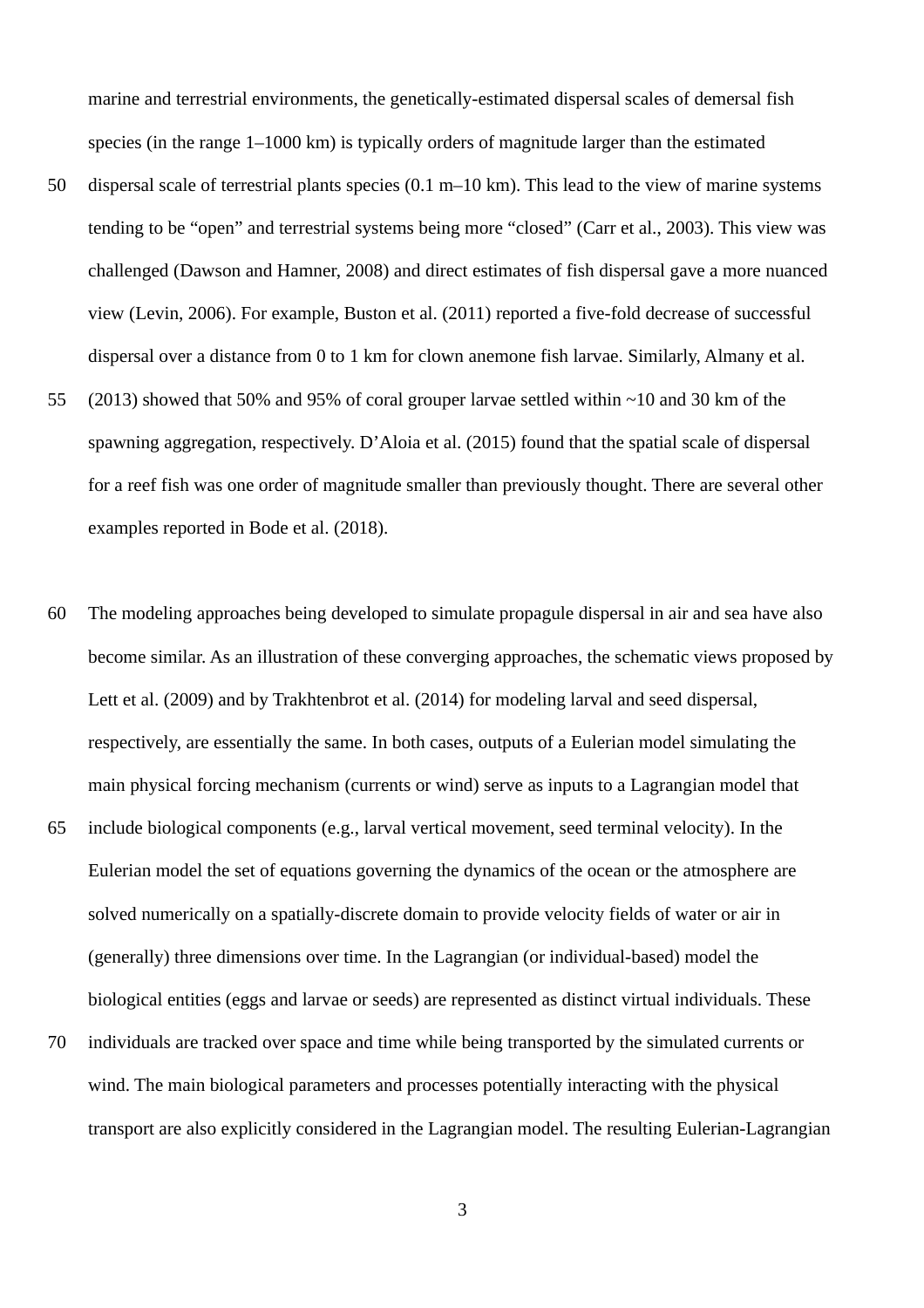marine and terrestrial environments, the genetically-estimated dispersal scales of demersal fish species (in the range 1–1000 km) is typically orders of magnitude larger than the estimated dispersal scale of terrestrial plants species (0.1 m–10 km). This lead to the view of marine systems tending to be "open" and terrestrial systems being more "closed" (Carr et al., 2003). This view was challenged (Dawson and Hamner, 2008) and direct estimates of fish dispersal gave a more nuanced view (Levin, 2006). For example, Buston et al. (2011) reported a five-fold decrease of successful dispersal over a distance from 0 to 1 km for clown anemone fish larvae. Similarly, Almany et al. (2013) showed that 50% and 95% of coral grouper larvae settled within ~10 and 30 km of the spawning aggregation, respectively. D'Aloia et al. (2015) found that the spatial scale of dispersal for a reef fish was one order of magnitude smaller than previously thought. There are several other examples reported in Bode et al. (2018).

The modeling approaches being developed to simulate propagule dispersal in air and sea have also become similar. As an illustration of these converging approaches, the schematic views proposed by Lett et al. (2009) and by Trakhtenbrot et al. (2014) for modeling larval and seed dispersal, respectively, are essentially the same. In both cases, outputs of a Eulerian model simulating the main physical forcing mechanism (currents or wind) serve as inputs to a Lagrangian model that include biological components (e.g., larval vertical movement, seed terminal velocity). In the Eulerian model the set of equations governing the dynamics of the ocean or the atmosphere are solved numerically on a spatially-discrete domain to provide velocity fields of water or air in (generally) three dimensions over time. In the Lagrangian (or individual-based) model the biological entities (eggs and larvae or seeds) are represented as distinct virtual individuals. These individuals are tracked over space and time while being transported by the simulated currents or wind. The main biological parameters and processes potentially interacting with the physical transport are also explicitly considered in the Lagrangian model. The resulting Eulerian-Lagrangian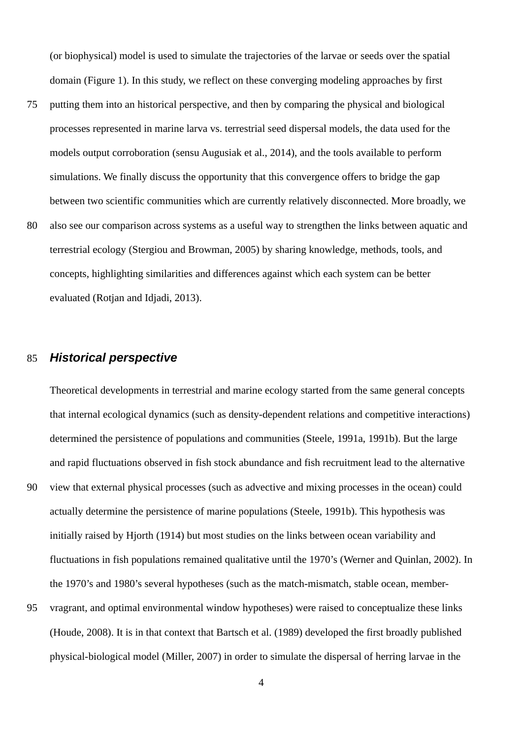(or biophysical) model is used to simulate the trajectories of the larvae or seeds over the spatial domain (Figure 1). In this study, we reflect on these converging modeling approaches by first putting them into an historical perspective, and then by comparing the physical and biological processes represented in marine larva vs. terrestrial seed dispersal models, the data used for the models output corroboration (sensu Augusiak et al., 2014), and the tools available to perform simulations. We finally discuss the opportunity that this convergence offers to bridge the gap between two scientific communities which are currently relatively disconnected. More broadly, we also see our comparison across systems as a useful way to strengthen the links between aquatic and terrestrial ecology (Stergiou and Browman, 2005) by sharing knowledge, methods, tools, and concepts, highlighting similarities and differences against which each system can be better evaluated (Rotjan and Idjadi, 2013).

## *Historical perspective*

Theoretical developments in terrestrial and marine ecology started from the same general concepts that internal ecological dynamics (such as density-dependent relations and competitive interactions) determined the persistence of populations and communities (Steele, 1991a, 1991b). But the large and rapid fluctuations observed in fish stock abundance and fish recruitment lead to the alternative view that external physical processes (such as advective and mixing processes in the ocean) could actually determine the persistence of marine populations (Steele, 1991b). This hypothesis was initially raised by Hjorth (1914) but most studies on the links between ocean variability and fluctuations in fish populations remained qualitative until the 1970's (Werner and Quinlan, 2002). In the 1970's and 1980's several hypotheses (such as the match-mismatch, stable ocean, member-vragrant, and optimal environmental window hypotheses) were raised to conceptualize these links (Houde, 2008). It is in that context that Bartsch et al. (1989) developed the first broadly published physical-biological model (Miller, 2007) in order to simulate the dispersal of herring larvae in the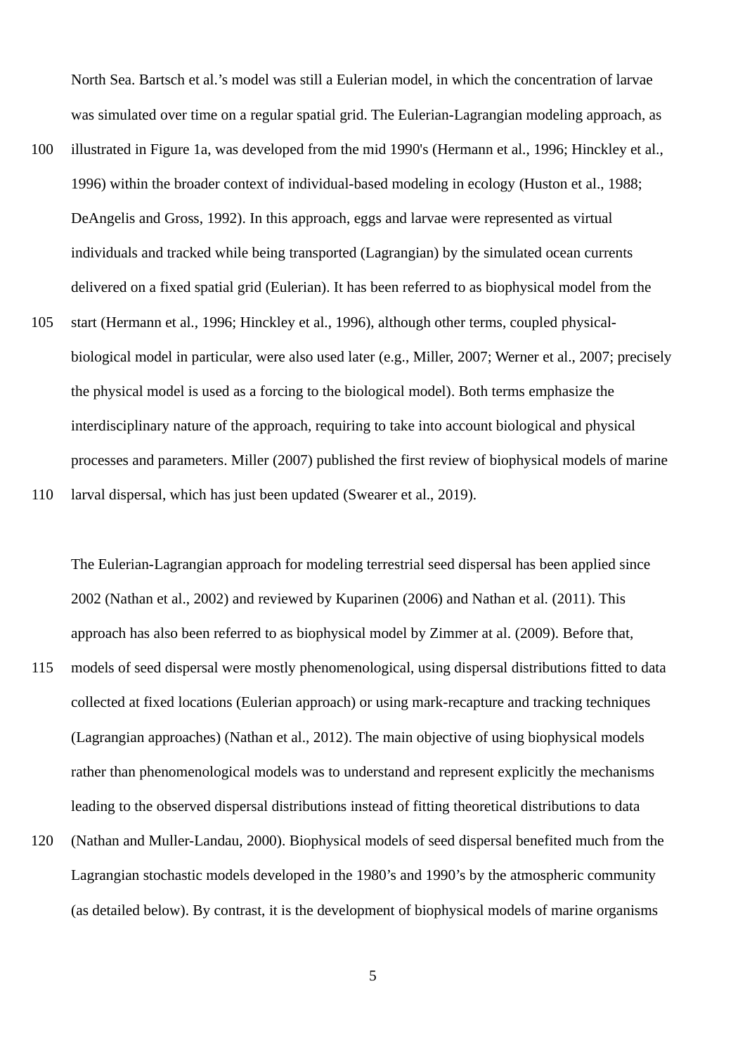North Sea. Bartsch et al.'s model was still a Eulerian model, in which the concentration of larvae was simulated over time on a regular spatial grid. The Eulerian-Lagrangian modeling approach, as illustrated in Figure 1a, was developed from the mid 1990's (Hermann et al., 1996; Hinckley et al., 1996) within the broader context of individual-based modeling in ecology (Huston et al., 1988; DeAngelis and Gross, 1992). In this approach, eggs and larvae were represented as virtual individuals and tracked while being transported (Lagrangian) by the simulated ocean currents delivered on a fixed spatial grid (Eulerian). It has been referred to as biophysical model from the start (Hermann et al., 1996; Hinckley et al., 1996), although other terms, coupled physical-biological model in particular, were also used later (e.g., Miller, 2007; Werner et al., 2007; precisely the physical model is used as a forcing to the biological model). Both terms emphasize the interdisciplinary nature of the approach, requiring to take into account biological and physical processes and parameters. Miller (2007) published the first review of biophysical models of marine larval dispersal, which has just been updated (Swearer et al., 2019).

The Eulerian-Lagrangian approach for modeling terrestrial seed dispersal has been applied since 2002 (Nathan et al., 2002) and reviewed by Kuparinen (2006) and Nathan et al. (2011). This approach has also been referred to as biophysical model by Zimmer at al. (2009). Before that, models of seed dispersal were mostly phenomenological, using dispersal distributions fitted to data collected at fixed locations (Eulerian approach) or using mark-recapture and tracking techniques (Lagrangian approaches) (Nathan et al., 2012). The main objective of using biophysical models rather than phenomenological models was to understand and represent explicitly the mechanisms leading to the observed dispersal distributions instead of fitting theoretical distributions to data (Nathan and Muller-Landau, 2000). Biophysical models of seed dispersal benefited much from the Lagrangian stochastic models developed in the 1980's and 1990's by the atmospheric community (as detailed below). By contrast, it is the development of biophysical models of marine organisms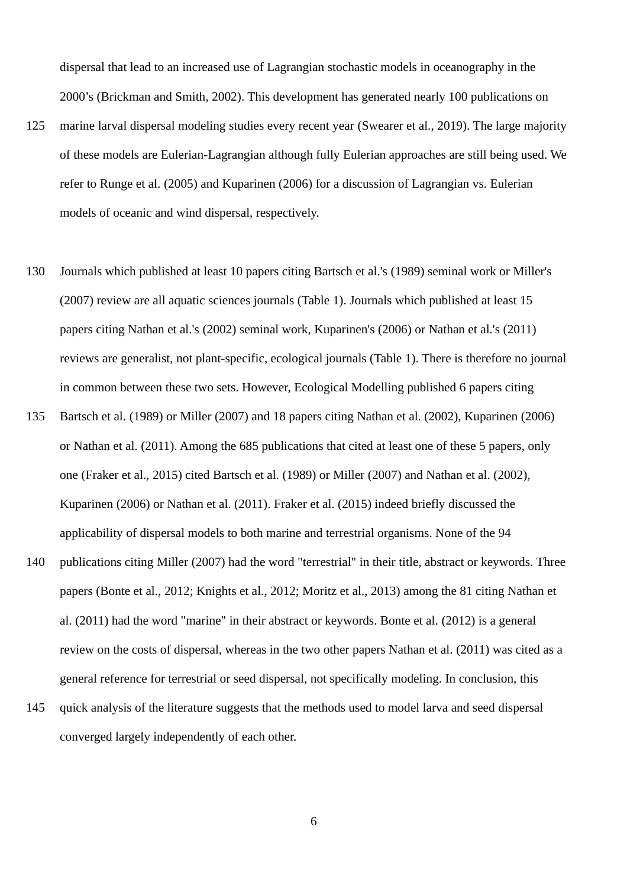dispersal that lead to an increased use of Lagrangian stochastic models in oceanography in the 2000's (Brickman and Smith, 2002). This development has generated nearly 100 publications on marine larval dispersal modeling studies every recent year (Swearer et al., 2019). The large majority of these models are Eulerian-Lagrangian although fully Eulerian approaches are still being used. We refer to Runge et al. (2005) and Kuparinen (2006) for a discussion of Lagrangian vs. Eulerian models of oceanic and wind dispersal, respectively.

Journals which published at least 10 papers citing Bartsch et al.'s (1989) seminal work or Miller's (2007) review are all aquatic sciences journals (Table 1). Journals which published at least 15 papers citing Nathan et al.'s (2002) seminal work, Kuparinen's (2006) or Nathan et al.'s (2011) reviews are generalist, not plant-specific, ecological journals (Table 1). There is therefore no journal in common between these two sets. However, Ecological Modelling published 6 papers citing Bartsch et al. (1989) or Miller (2007) and 18 papers citing Nathan et al. (2002), Kuparinen (2006) or Nathan et al. (2011). Among the 685 publications that cited at least one of these 5 papers, only one (Fraker et al., 2015) cited Bartsch et al. (1989) or Miller (2007) and Nathan et al. (2002), Kuparinen (2006) or Nathan et al. (2011). Fraker et al. (2015) indeed briefly discussed the applicability of dispersal models to both marine and terrestrial organisms. None of the 94 publications citing Miller (2007) had the word "terrestrial" in their title, abstract or keywords. Three papers (Bonte et al., 2012; Knights et al., 2012; Moritz et al., 2013) among the 81 citing Nathan et al. (2011) had the word "marine" in their abstract or keywords. Bonte et al. (2012) is a general review on the costs of dispersal, whereas in the two other papers Nathan et al. (2011) was cited as a general reference for terrestrial or seed dispersal, not specifically modeling. In conclusion, this quick analysis of the literature suggests that the methods used to model larva and seed dispersal converged largely independently of each other.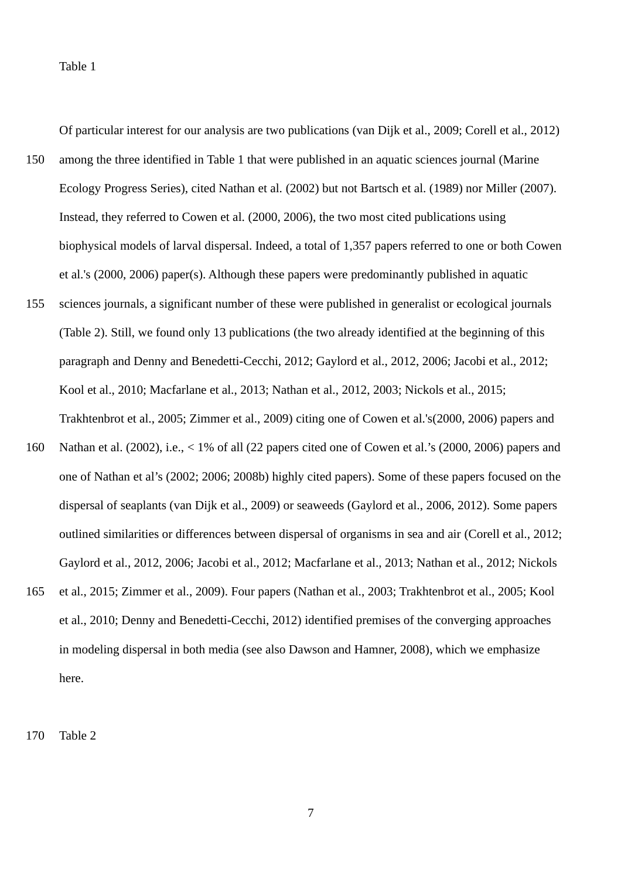Table 1

Of particular interest for our analysis are two publications (van Dijk et al., 2009; Corell et al., 2012) among the three identified in Table 1 that were published in an aquatic sciences journal (Marine Ecology Progress Series), cited Nathan et al. (2002) but not Bartsch et al. (1989) nor Miller (2007). Instead, they referred to Cowen et al. (2000, 2006), the two most cited publications using biophysical models of larval dispersal. Indeed, a total of 1,357 papers referred to one or both Cowen et al.'s (2000, 2006) paper(s). Although these papers were predominantly published in aquatic sciences journals, a significant number of these were published in generalist or ecological journals (Table 2). Still, we found only 13 publications (the two already identified at the beginning of this paragraph and Denny and Benedetti-Cecchi, 2012; Gaylord et al., 2012, 2006; Jacobi et al., 2012; Kool et al., 2010; Macfarlane et al., 2013; Nathan et al., 2012, 2003; Nickols et al., 2015; Trakhtenbrot et al., 2005; Zimmer et al., 2009) citing one of Cowen et al.'s(2000, 2006) papers and Nathan et al. (2002), i.e., < 1% of all (22 papers cited one of Cowen et al.'s (2000, 2006) papers and one of Nathan et al's (2002; 2006; 2008b) highly cited papers). Some of these papers focused on the dispersal of seaplants (van Dijk et al., 2009) or seaweeds (Gaylord et al., 2006, 2012). Some papers outlined similarities or differences between dispersal of organisms in sea and air (Corell et al., 2012; Gaylord et al., 2012, 2006; Jacobi et al., 2012; Macfarlane et al., 2013; Nathan et al., 2012; Nickols et al., 2015; Zimmer et al., 2009). Four papers (Nathan et al., 2003; Trakhtenbrot et al., 2005; Kool et al., 2010; Denny and Benedetti-Cecchi, 2012) identified premises of the converging approaches in modeling dispersal in both media (see also Dawson and Hamner, 2008), which we emphasize here.

Table 2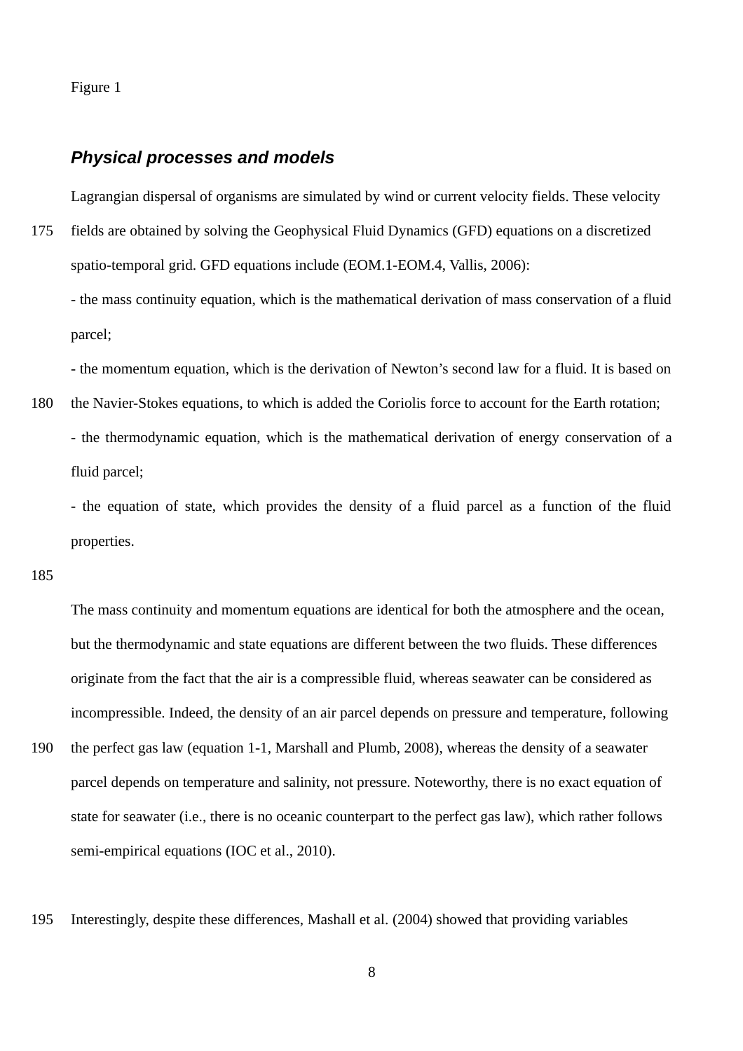Figure 1

### *Physical processes and models*

Lagrangian dispersal of organisms are simulated by wind or current velocity fields. These velocity fields are obtained by solving the Geophysical Fluid Dynamics (GFD) equations on a discretized spatio-temporal grid. GFD equations include (EOM.1-EOM.4, Vallis, 2006):

- the mass continuity equation, which is the mathematical derivation of mass conservation of a fluid parcel;
- the momentum equation, which is the derivation of Newton's second law for a fluid. It is based on the Navier-Stokes equations, to which is added the Coriolis force to account for the Earth rotation;
- the thermodynamic equation, which is the mathematical derivation of energy conservation of a fluid parcel;
- the equation of state, which provides the density of a fluid parcel as a function of the fluid properties.

The mass continuity and momentum equations are identical for both the atmosphere and the ocean, but the thermodynamic and state equations are different between the two fluids. These differences originate from the fact that the air is a compressible fluid, whereas seawater can be considered as incompressible. Indeed, the density of an air parcel depends on pressure and temperature, following the perfect gas law (equation 1-1, Marshall and Plumb, 2008), whereas the density of a seawater parcel depends on temperature and salinity, not pressure. Noteworthy, there is no exact equation of state for seawater (i.e., there is no oceanic counterpart to the perfect gas law), which rather follows semi-empirical equations (IOC et al., 2010).

Interestingly, despite these differences, Mashall et al. (2004) showed that providing variables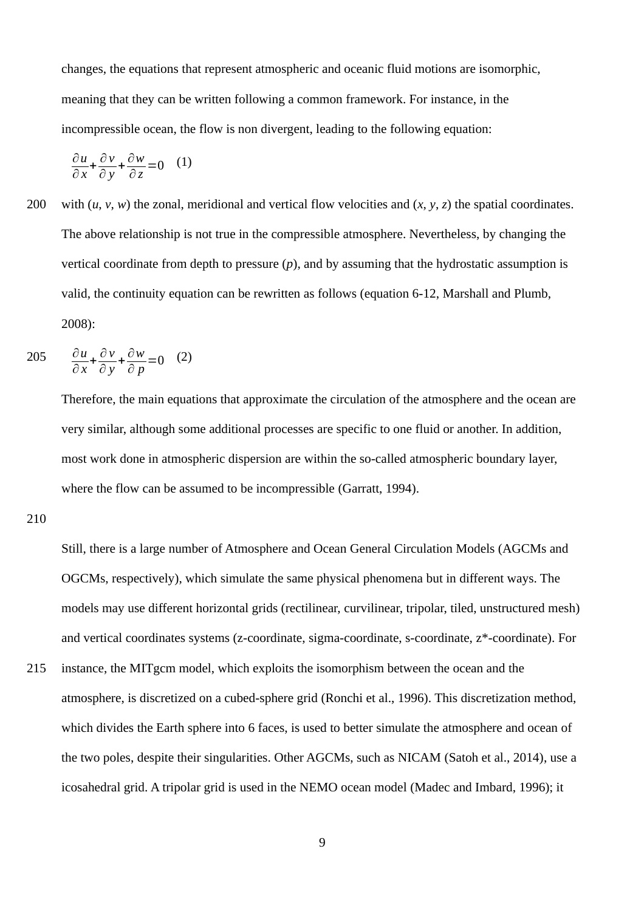changes, the equations that represent atmospheric and oceanic fluid motions are isomorphic, meaning that they can be written following a common framework. For instance, in the incompressible ocean, the flow is non divergent, leading to the following equation:

$$\frac{\partial u}{\partial x}+\frac{\partial v}{\partial y}+\frac{\partial w}{\partial z}=0 \quad (1)$$

with ($u$, $v$, $w$) the zonal, meridional and vertical flow velocities and ($x$, $y$, $z$) the spatial coordinates. The above relationship is not true in the compressible atmosphere. Nevertheless, by changing the vertical coordinate from depth to pressure ($p$), and by assuming that the hydrostatic assumption is valid, the continuity equation can be rewritten as follows (equation 6-12, Marshall and Plumb, 2008):

$$\frac{\partial u}{\partial x}+\frac{\partial v}{\partial y}+\frac{\partial w}{\partial p}=0 \quad (2)$$

Therefore, the main equations that approximate the circulation of the atmosphere and the ocean are very similar, although some additional processes are specific to one fluid or another. In addition, most work done in atmospheric dispersion are within the so-called atmospheric boundary layer, where the flow can be assumed to be incompressible (Garratt, 1994).

Still, there is a large number of Atmosphere and Ocean General Circulation Models (AGCMs and OGCMs, respectively), which simulate the same physical phenomena but in different ways. The models may use different horizontal grids (rectilinear, curvilinear, tripolar, tiled, unstructured mesh) and vertical coordinates systems (z-coordinate, sigma-coordinate, s-coordinate, z*-coordinate). For instance, the MITgcm model, which exploits the isomorphism between the ocean and the atmosphere, is discretized on a cubed-sphere grid (Ronchi et al., 1996). This discretization method, which divides the Earth sphere into 6 faces, is used to better simulate the atmosphere and ocean of the two poles, despite their singularities. Other AGCMs, such as NICAM (Satoh et al., 2014), use a icosahedral grid. A tripolar grid is used in the NEMO ocean model (Madec and Imbard, 1996); it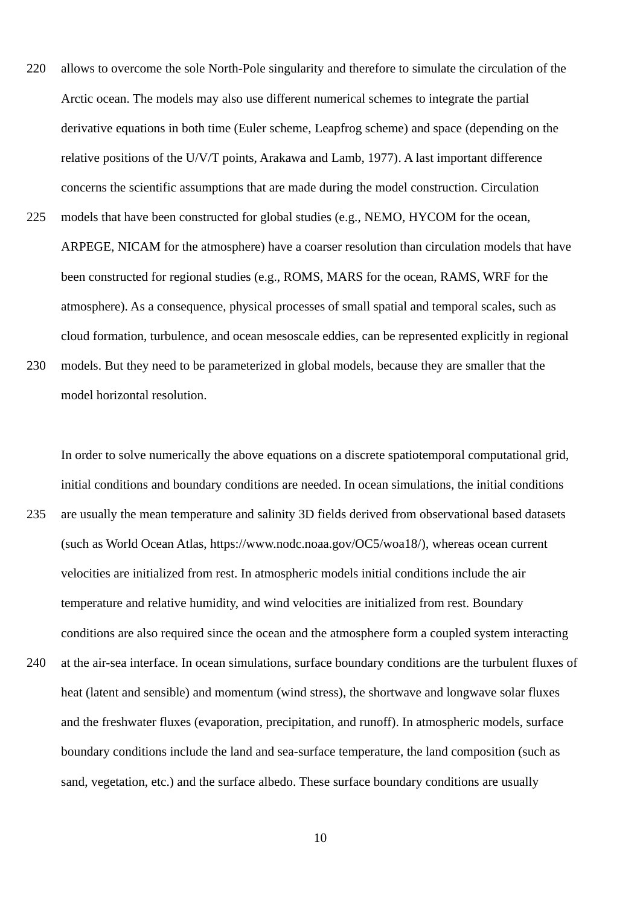allows to overcome the sole North-Pole singularity and therefore to simulate the circulation of the Arctic ocean. The models may also use different numerical schemes to integrate the partial derivative equations in both time (Euler scheme, Leapfrog scheme) and space (depending on the relative positions of the U/V/T points, Arakawa and Lamb, 1977). A last important difference concerns the scientific assumptions that are made during the model construction. Circulation models that have been constructed for global studies (e.g., NEMO, HYCOM for the ocean, ARPEGE, NICAM for the atmosphere) have a coarser resolution than circulation models that have been constructed for regional studies (e.g., ROMS, MARS for the ocean, RAMS, WRF for the atmosphere). As a consequence, physical processes of small spatial and temporal scales, such as cloud formation, turbulence, and ocean mesoscale eddies, can be represented explicitly in regional models. But they need to be parameterized in global models, because they are smaller that the model horizontal resolution.

In order to solve numerically the above equations on a discrete spatiotemporal computational grid, initial conditions and boundary conditions are needed. In ocean simulations, the initial conditions are usually the mean temperature and salinity 3D fields derived from observational based datasets (such as World Ocean Atlas, https://www.nodc.noaa.gov/OC5/woa18/), whereas ocean current velocities are initialized from rest. In atmospheric models initial conditions include the air temperature and relative humidity, and wind velocities are initialized from rest. Boundary conditions are also required since the ocean and the atmosphere form a coupled system interacting at the air-sea interface. In ocean simulations, surface boundary conditions are the turbulent fluxes of heat (latent and sensible) and momentum (wind stress), the shortwave and longwave solar fluxes and the freshwater fluxes (evaporation, precipitation, and runoff). In atmospheric models, surface boundary conditions include the land and sea-surface temperature, the land composition (such as sand, vegetation, etc.) and the surface albedo. These surface boundary conditions are usually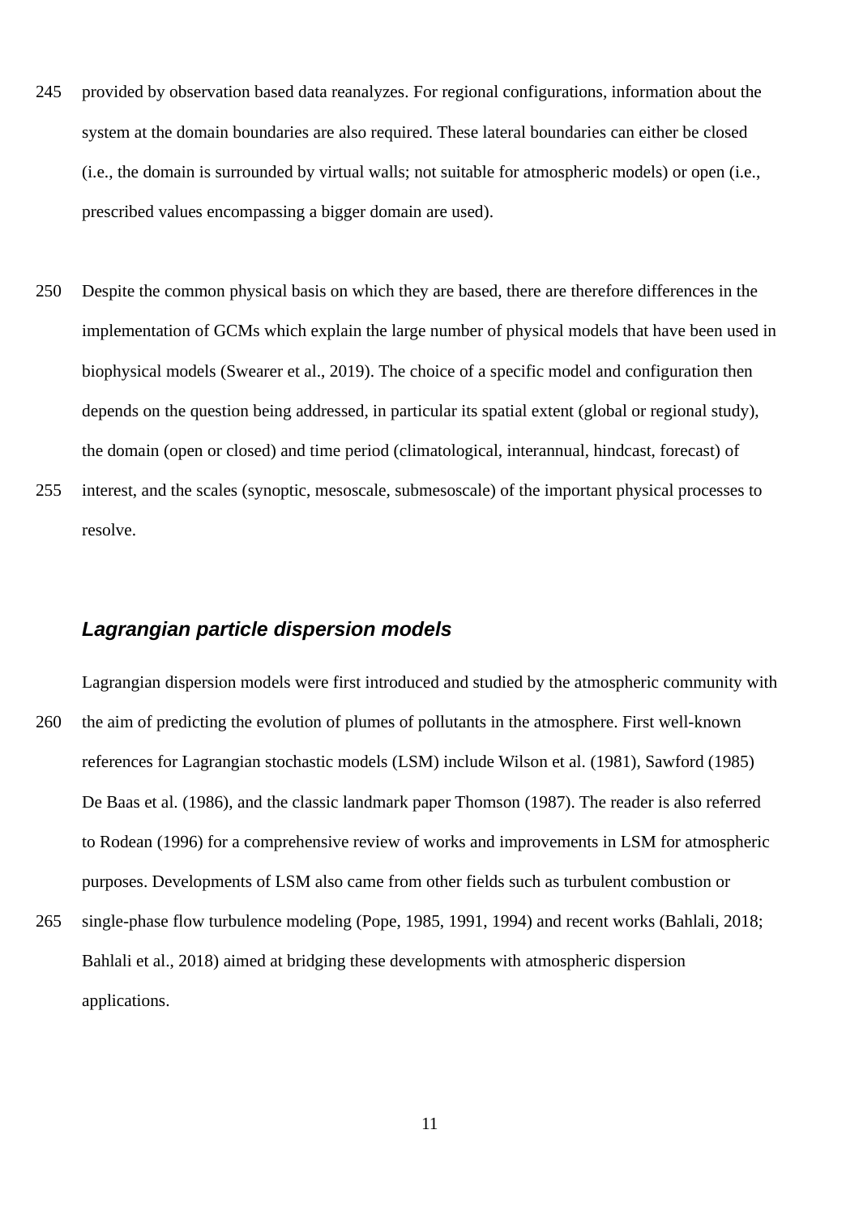provided by observation based data reanalyzes. For regional configurations, information about the system at the domain boundaries are also required. These lateral boundaries can either be closed (i.e., the domain is surrounded by virtual walls; not suitable for atmospheric models) or open (i.e., prescribed values encompassing a bigger domain are used).

Despite the common physical basis on which they are based, there are therefore differences in the implementation of GCMs which explain the large number of physical models that have been used in biophysical models (Swearer et al., 2019). The choice of a specific model and configuration then depends on the question being addressed, in particular its spatial extent (global or regional study), the domain (open or closed) and time period (climatological, interannual, hindcast, forecast) of interest, and the scales (synoptic, mesoscale, submesoscale) of the important physical processes to resolve.

### ***Lagrangian particle dispersion models***

Lagrangian dispersion models were first introduced and studied by the atmospheric community with the aim of predicting the evolution of plumes of pollutants in the atmosphere. First well-known references for Lagrangian stochastic models (LSM) include Wilson et al. (1981), Sawford (1985) De Baas et al. (1986), and the classic landmark paper Thomson (1987). The reader is also referred to Rodean (1996) for a comprehensive review of works and improvements in LSM for atmospheric purposes. Developments of LSM also came from other fields such as turbulent combustion or single-phase flow turbulence modeling (Pope, 1985, 1991, 1994) and recent works (Bahlali, 2018; Bahlali et al., 2018) aimed at bridging these developments with atmospheric dispersion applications.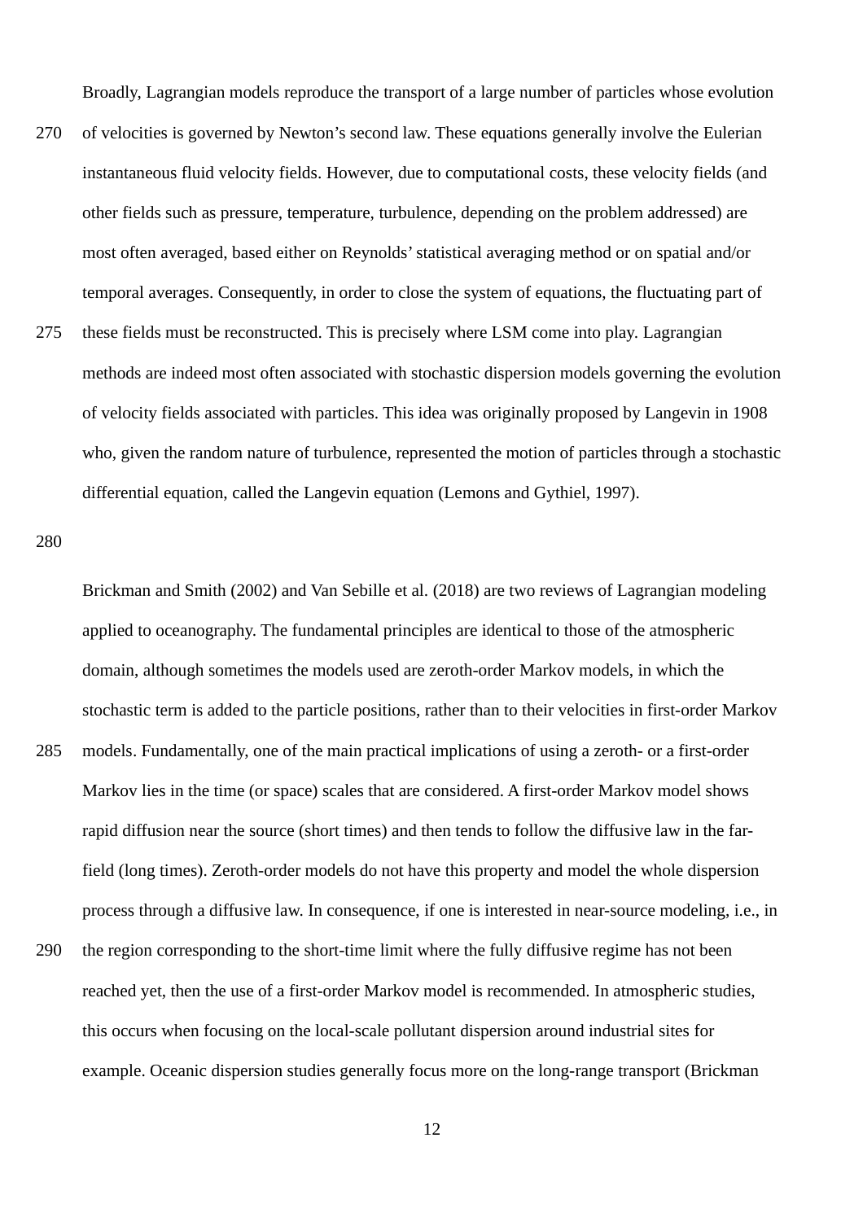Broadly, Lagrangian models reproduce the transport of a large number of particles whose evolution of velocities is governed by Newton's second law. These equations generally involve the Eulerian instantaneous fluid velocity fields. However, due to computational costs, these velocity fields (and other fields such as pressure, temperature, turbulence, depending on the problem addressed) are most often averaged, based either on Reynolds' statistical averaging method or on spatial and/or temporal averages. Consequently, in order to close the system of equations, the fluctuating part of these fields must be reconstructed. This is precisely where LSM come into play. Lagrangian methods are indeed most often associated with stochastic dispersion models governing the evolution of velocity fields associated with particles. This idea was originally proposed by Langevin in 1908 who, given the random nature of turbulence, represented the motion of particles through a stochastic differential equation, called the Langevin equation (Lemons and Gythiel, 1997).

Brickman and Smith (2002) and Van Sebille et al. (2018) are two reviews of Lagrangian modeling applied to oceanography. The fundamental principles are identical to those of the atmospheric domain, although sometimes the models used are zeroth-order Markov models, in which the stochastic term is added to the particle positions, rather than to their velocities in first-order Markov models. Fundamentally, one of the main practical implications of using a zeroth- or a first-order Markov lies in the time (or space) scales that are considered. A first-order Markov model shows rapid diffusion near the source (short times) and then tends to follow the diffusive law in the far-field (long times). Zeroth-order models do not have this property and model the whole dispersion process through a diffusive law. In consequence, if one is interested in near-source modeling, i.e., in the region corresponding to the short-time limit where the fully diffusive regime has not been reached yet, then the use of a first-order Markov model is recommended. In atmospheric studies, this occurs when focusing on the local-scale pollutant dispersion around industrial sites for example. Oceanic dispersion studies generally focus more on the long-range transport (Brickman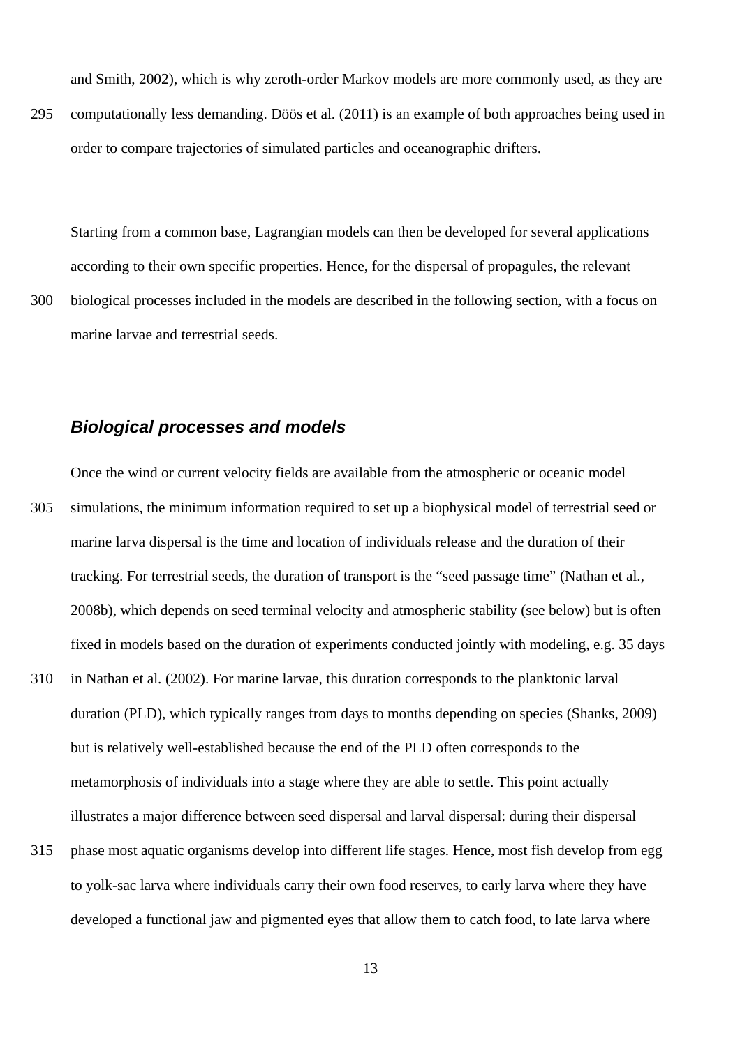and Smith, 2002), which is why zeroth-order Markov models are more commonly used, as they are computationally less demanding. Döös et al. (2011) is an example of both approaches being used in order to compare trajectories of simulated particles and oceanographic drifters.

Starting from a common base, Lagrangian models can then be developed for several applications according to their own specific properties. Hence, for the dispersal of propagules, the relevant biological processes included in the models are described in the following section, with a focus on marine larvae and terrestrial seeds.

### *Biological processes and models*

Once the wind or current velocity fields are available from the atmospheric or oceanic model simulations, the minimum information required to set up a biophysical model of terrestrial seed or marine larva dispersal is the time and location of individuals release and the duration of their tracking. For terrestrial seeds, the duration of transport is the "seed passage time" (Nathan et al., 2008b), which depends on seed terminal velocity and atmospheric stability (see below) but is often fixed in models based on the duration of experiments conducted jointly with modeling, e.g. 35 days in Nathan et al. (2002). For marine larvae, this duration corresponds to the planktonic larval duration (PLD), which typically ranges from days to months depending on species (Shanks, 2009) but is relatively well-established because the end of the PLD often corresponds to the metamorphosis of individuals into a stage where they are able to settle. This point actually illustrates a major difference between seed dispersal and larval dispersal: during their dispersal phase most aquatic organisms develop into different life stages. Hence, most fish develop from egg to yolk-sac larva where individuals carry their own food reserves, to early larva where they have developed a functional jaw and pigmented eyes that allow them to catch food, to late larva where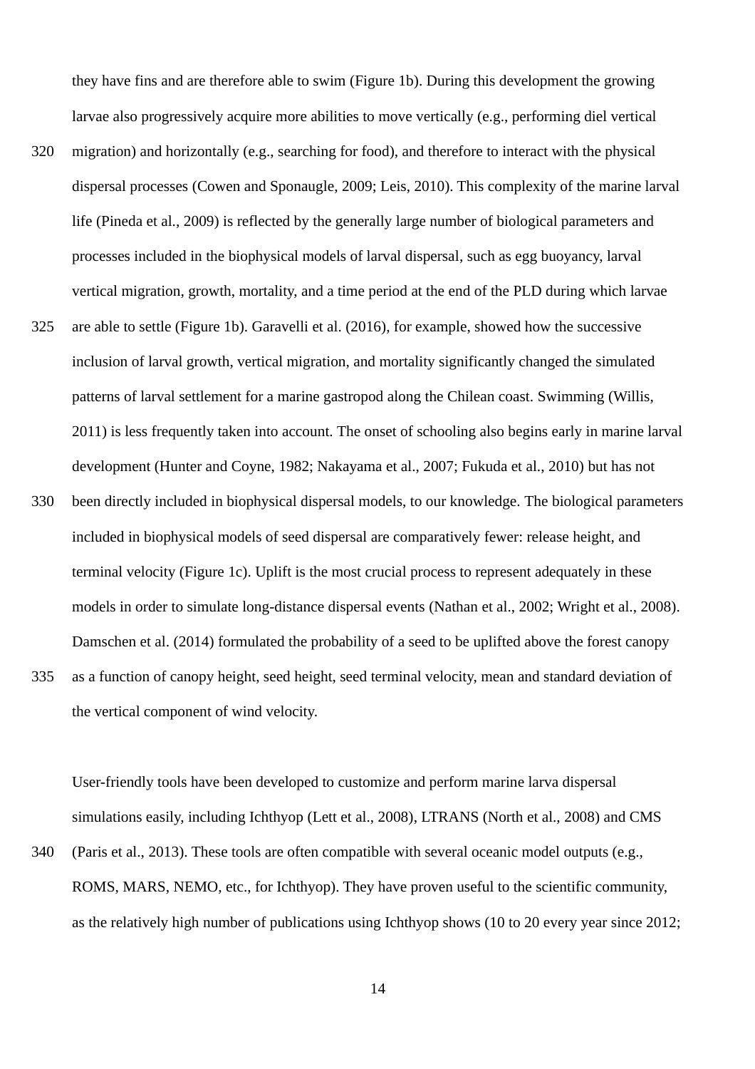they have fins and are therefore able to swim (Figure 1b). During this development the growing larvae also progressively acquire more abilities to move vertically (e.g., performing diel vertical migration) and horizontally (e.g., searching for food), and therefore to interact with the physical dispersal processes (Cowen and Sponaugle, 2009; Leis, 2010). This complexity of the marine larval life (Pineda et al., 2009) is reflected by the generally large number of biological parameters and processes included in the biophysical models of larval dispersal, such as egg buoyancy, larval vertical migration, growth, mortality, and a time period at the end of the PLD during which larvae are able to settle (Figure 1b). Garavelli et al. (2016), for example, showed how the successive inclusion of larval growth, vertical migration, and mortality significantly changed the simulated patterns of larval settlement for a marine gastropod along the Chilean coast. Swimming (Willis, 2011) is less frequently taken into account. The onset of schooling also begins early in marine larval development (Hunter and Coyne, 1982; Nakayama et al., 2007; Fukuda et al., 2010) but has not been directly included in biophysical dispersal models, to our knowledge. The biological parameters included in biophysical models of seed dispersal are comparatively fewer: release height, and terminal velocity (Figure 1c). Uplift is the most crucial process to represent adequately in these models in order to simulate long-distance dispersal events (Nathan et al., 2002; Wright et al., 2008). Damschen et al. (2014) formulated the probability of a seed to be uplifted above the forest canopy as a function of canopy height, seed height, seed terminal velocity, mean and standard deviation of the vertical component of wind velocity.

User-friendly tools have been developed to customize and perform marine larva dispersal simulations easily, including Ichthyop (Lett et al., 2008), LTRANS (North et al., 2008) and CMS (Paris et al., 2013). These tools are often compatible with several oceanic model outputs (e.g., ROMS, MARS, NEMO, etc., for Ichthyop). They have proven useful to the scientific community, as the relatively high number of publications using Ichthyop shows (10 to 20 every year since 2012;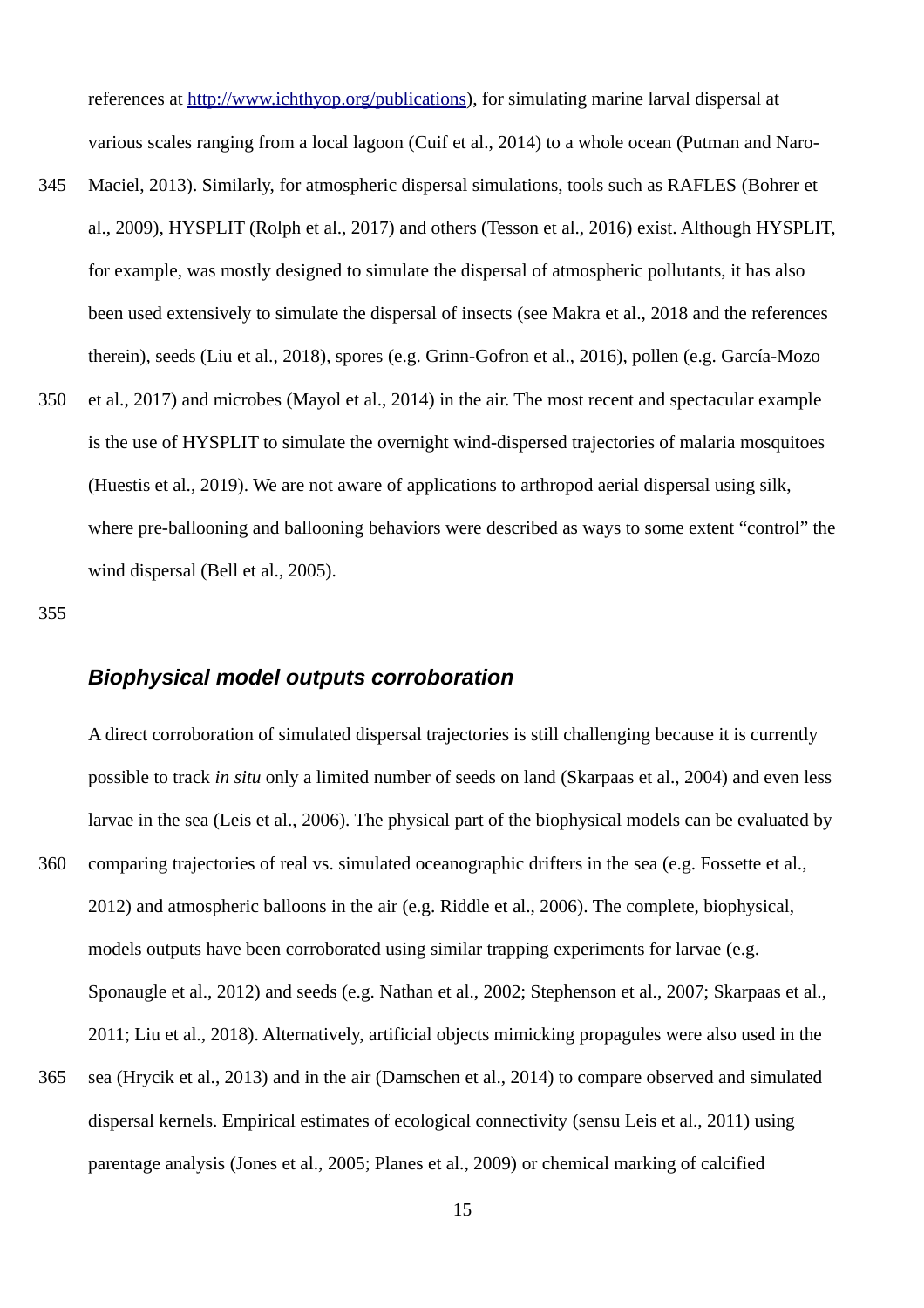references at http://www.ichthyop.org/publications), for simulating marine larval dispersal at various scales ranging from a local lagoon (Cuif et al., 2014) to a whole ocean (Putman and Naro-Maciel, 2013). Similarly, for atmospheric dispersal simulations, tools such as RAFLES (Bohrer et al., 2009), HYSPLIT (Rolph et al., 2017) and others (Tesson et al., 2016) exist. Although HYSPLIT, for example, was mostly designed to simulate the dispersal of atmospheric pollutants, it has also been used extensively to simulate the dispersal of insects (see Makra et al., 2018 and the references therein), seeds (Liu et al., 2018), spores (e.g. Grinn-Gofron et al., 2016), pollen (e.g. García-Mozo et al., 2017) and microbes (Mayol et al., 2014) in the air. The most recent and spectacular example is the use of HYSPLIT to simulate the overnight wind-dispersed trajectories of malaria mosquitoes (Huestis et al., 2019). We are not aware of applications to arthropod aerial dispersal using silk, where pre-ballooning and ballooning behaviors were described as ways to some extent “control” the wind dispersal (Bell et al., 2005).

### Biophysical model outputs corroboration

A direct corroboration of simulated dispersal trajectories is still challenging because it is currently possible to track *in situ* only a limited number of seeds on land (Skarpaas et al., 2004) and even less larvae in the sea (Leis et al., 2006). The physical part of the biophysical models can be evaluated by comparing trajectories of real vs. simulated oceanographic drifters in the sea (e.g. Fossette et al., 2012) and atmospheric balloons in the air (e.g. Riddle et al., 2006). The complete, biophysical, models outputs have been corroborated using similar trapping experiments for larvae (e.g. Sponaugle et al., 2012) and seeds (e.g. Nathan et al., 2002; Stephenson et al., 2007; Skarpaas et al., 2011; Liu et al., 2018). Alternatively, artificial objects mimicking propagules were also used in the sea (Hrycik et al., 2013) and in the air (Damschen et al., 2014) to compare observed and simulated dispersal kernels. Empirical estimates of ecological connectivity (sensu Leis et al., 2011) using parentage analysis (Jones et al., 2005; Planes et al., 2009) or chemical marking of calcified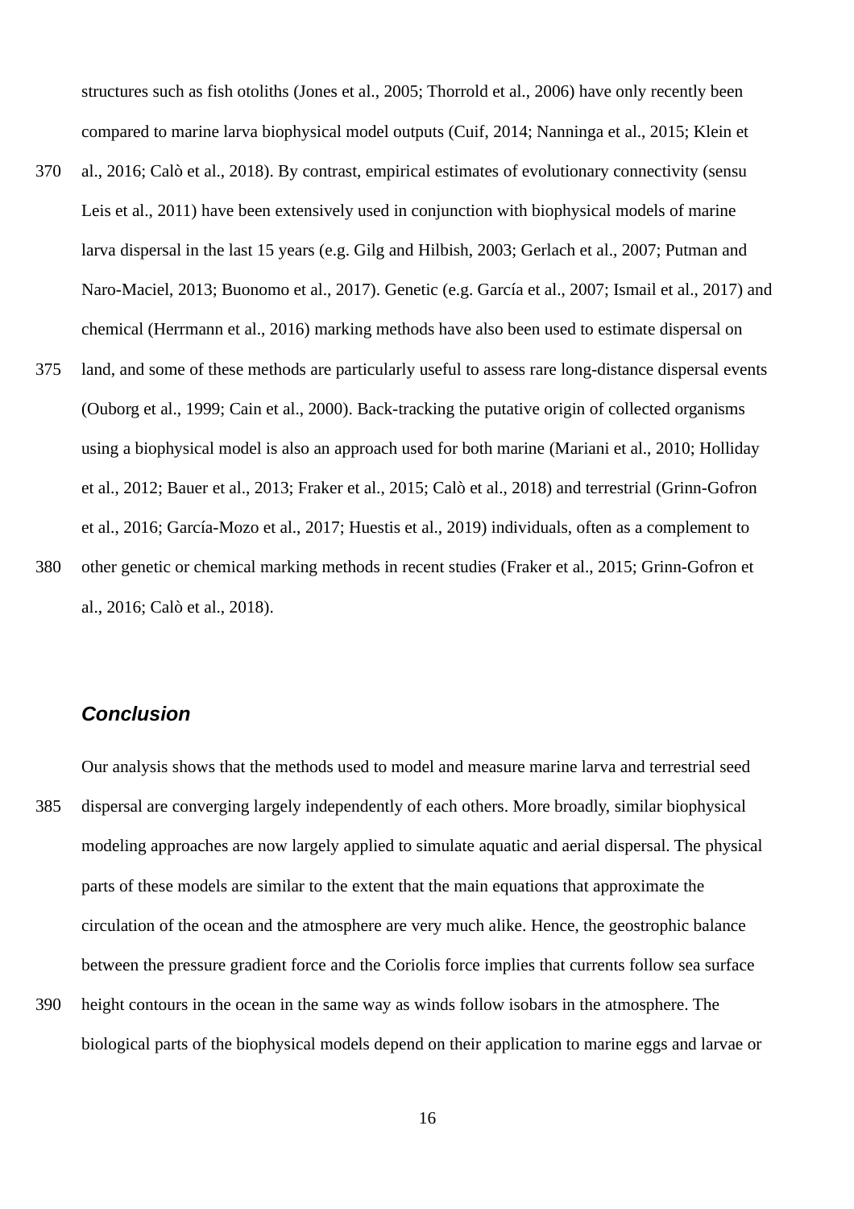structures such as fish otoliths (Jones et al., 2005; Thorrold et al., 2006) have only recently been compared to marine larva biophysical model outputs (Cuif, 2014; Nanninga et al., 2015; Klein et al., 2016; Calò et al., 2018). By contrast, empirical estimates of evolutionary connectivity (sensu Leis et al., 2011) have been extensively used in conjunction with biophysical models of marine larva dispersal in the last 15 years (e.g. Gilg and Hilbish, 2003; Gerlach et al., 2007; Putman and Naro-Maciel, 2013; Buonomo et al., 2017). Genetic (e.g. García et al., 2007; Ismail et al., 2017) and chemical (Herrmann et al., 2016) marking methods have also been used to estimate dispersal on land, and some of these methods are particularly useful to assess rare long-distance dispersal events (Ouborg et al., 1999; Cain et al., 2000). Back-tracking the putative origin of collected organisms using a biophysical model is also an approach used for both marine (Mariani et al., 2010; Holliday et al., 2012; Bauer et al., 2013; Fraker et al., 2015; Calò et al., 2018) and terrestrial (Grinn-Gofron et al., 2016; García-Mozo et al., 2017; Huestis et al., 2019) individuals, often as a complement to other genetic or chemical marking methods in recent studies (Fraker et al., 2015; Grinn-Gofron et al., 2016; Calò et al., 2018).

## *Conclusion*

Our analysis shows that the methods used to model and measure marine larva and terrestrial seed dispersal are converging largely independently of each others. More broadly, similar biophysical modeling approaches are now largely applied to simulate aquatic and aerial dispersal. The physical parts of these models are similar to the extent that the main equations that approximate the circulation of the ocean and the atmosphere are very much alike. Hence, the geostrophic balance between the pressure gradient force and the Coriolis force implies that currents follow sea surface height contours in the ocean in the same way as winds follow isobars in the atmosphere. The biological parts of the biophysical models depend on their application to marine eggs and larvae or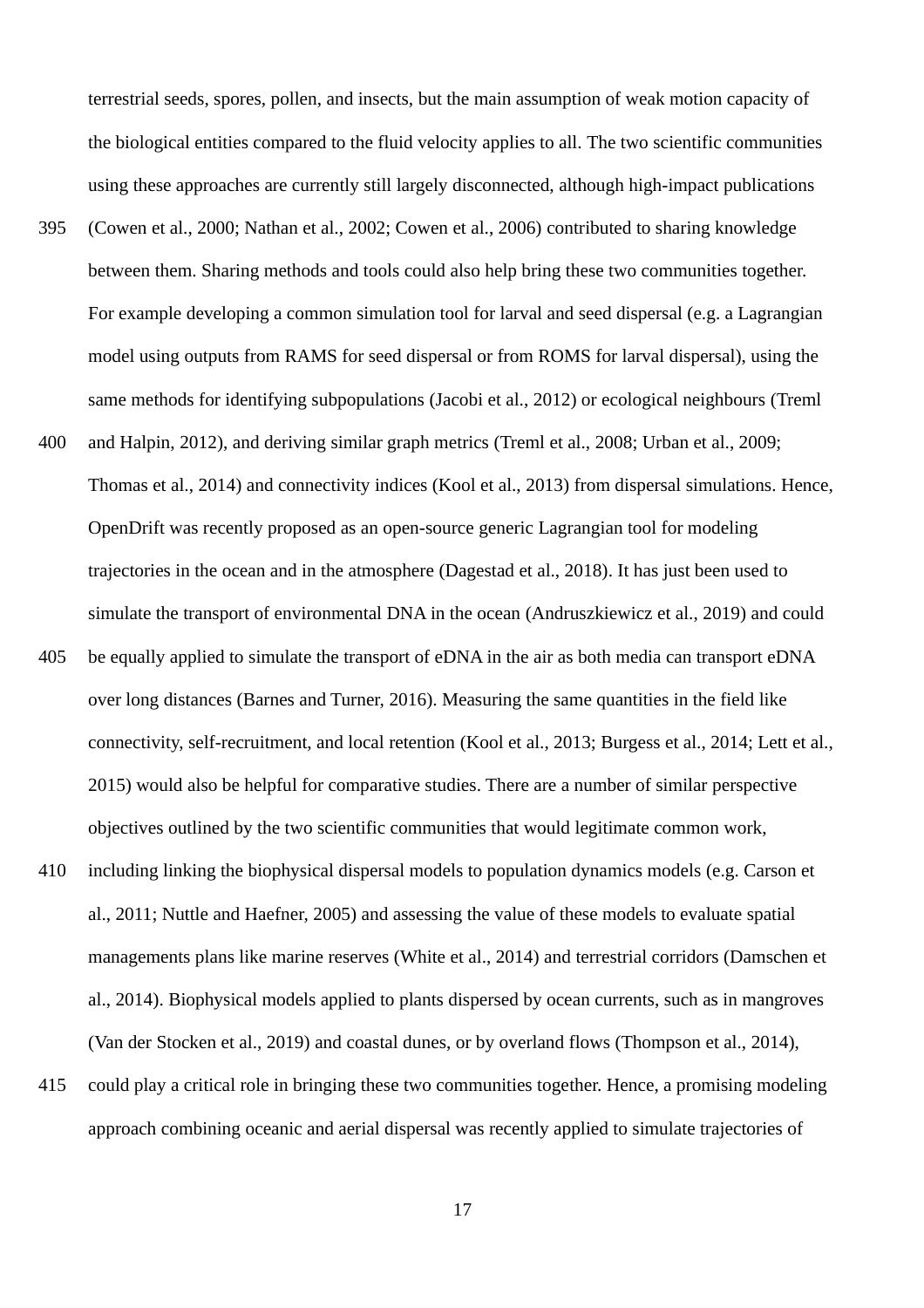terrestrial seeds, spores, pollen, and insects, but the main assumption of weak motion capacity of the biological entities compared to the fluid velocity applies to all. The two scientific communities using these approaches are currently still largely disconnected, although high-impact publications (Cowen et al., 2000; Nathan et al., 2002; Cowen et al., 2006) contributed to sharing knowledge between them. Sharing methods and tools could also help bring these two communities together. For example developing a common simulation tool for larval and seed dispersal (e.g. a Lagrangian model using outputs from RAMS for seed dispersal or from ROMS for larval dispersal), using the same methods for identifying subpopulations (Jacobi et al., 2012) or ecological neighbours (Treml and Halpin, 2012), and deriving similar graph metrics (Treml et al., 2008; Urban et al., 2009; Thomas et al., 2014) and connectivity indices (Kool et al., 2013) from dispersal simulations. Hence, OpenDrift was recently proposed as an open-source generic Lagrangian tool for modeling trajectories in the ocean and in the atmosphere (Dagestad et al., 2018). It has just been used to simulate the transport of environmental DNA in the ocean (Andruszkiewicz et al., 2019) and could be equally applied to simulate the transport of eDNA in the air as both media can transport eDNA over long distances (Barnes and Turner, 2016). Measuring the same quantities in the field like connectivity, self-recruitment, and local retention (Kool et al., 2013; Burgess et al., 2014; Lett et al., 2015) would also be helpful for comparative studies. There are a number of similar perspective objectives outlined by the two scientific communities that would legitimate common work, including linking the biophysical dispersal models to population dynamics models (e.g. Carson et al., 2011; Nuttle and Haefner, 2005) and assessing the value of these models to evaluate spatial managements plans like marine reserves (White et al., 2014) and terrestrial corridors (Damschen et al., 2014). Biophysical models applied to plants dispersed by ocean currents, such as in mangroves (Van der Stocken et al., 2019) and coastal dunes, or by overland flows (Thompson et al., 2014), could play a critical role in bringing these two communities together. Hence, a promising modeling approach combining oceanic and aerial dispersal was recently applied to simulate trajectories of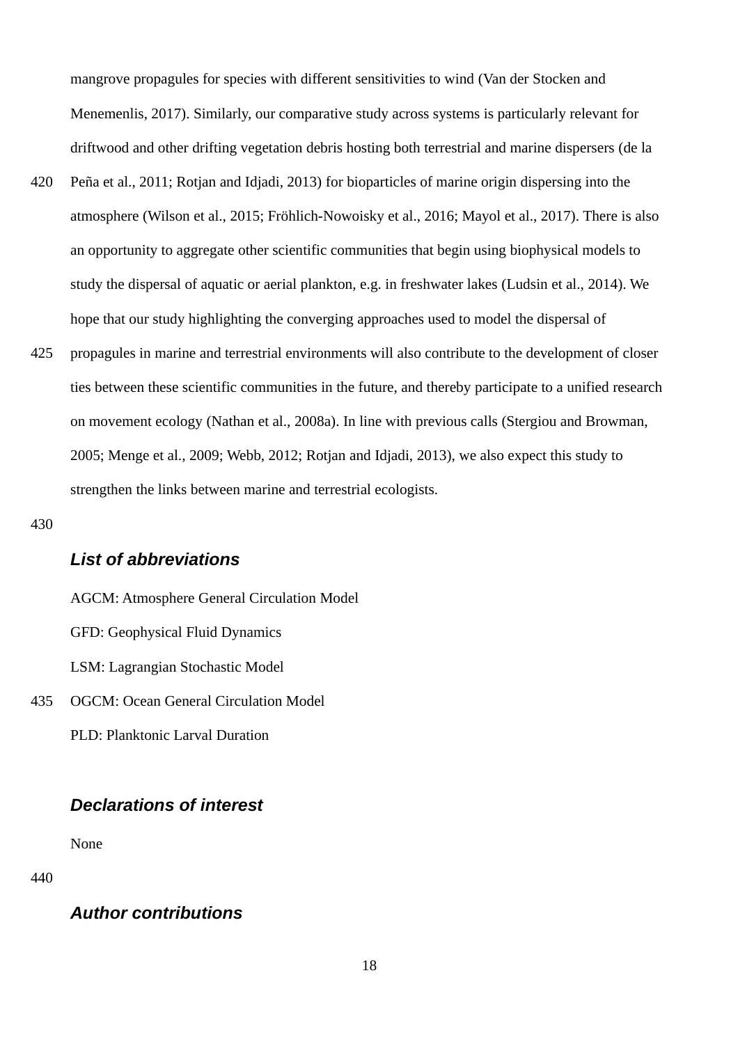mangrove propagules for species with different sensitivities to wind (Van der Stocken and Menemenlis, 2017). Similarly, our comparative study across systems is particularly relevant for driftwood and other drifting vegetation debris hosting both terrestrial and marine dispersers (de la Peña et al., 2011; Rotjan and Idjadi, 2013) for bioparticles of marine origin dispersing into the atmosphere (Wilson et al., 2015; Fröhlich-Nowoisky et al., 2016; Mayol et al., 2017). There is also an opportunity to aggregate other scientific communities that begin using biophysical models to study the dispersal of aquatic or aerial plankton, e.g. in freshwater lakes (Ludsin et al., 2014). We hope that our study highlighting the converging approaches used to model the dispersal of propagules in marine and terrestrial environments will also contribute to the development of closer ties between these scientific communities in the future, and thereby participate to a unified research on movement ecology (Nathan et al., 2008a). In line with previous calls (Stergiou and Browman, 2005; Menge et al., 2009; Webb, 2012; Rotjan and Idjadi, 2013), we also expect this study to strengthen the links between marine and terrestrial ecologists.

## *List of abbreviations*

AGCM: Atmosphere General Circulation Model

GFD: Geophysical Fluid Dynamics

LSM: Lagrangian Stochastic Model

OGCM: Ocean General Circulation Model

PLD: Planktonic Larval Duration

## *Declarations of interest*

None

## *Author contributions*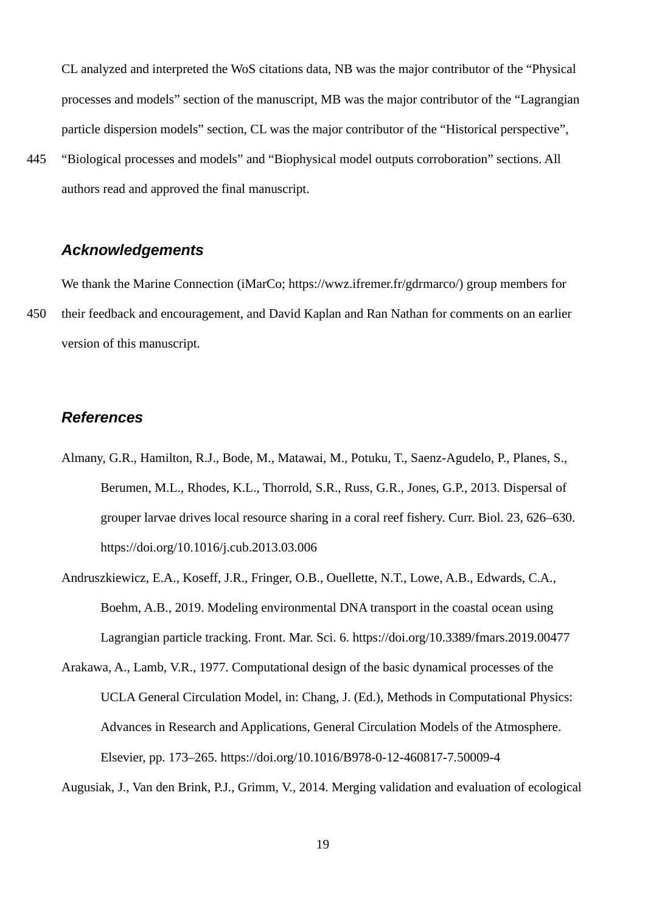CL analyzed and interpreted the WoS citations data, NB was the major contributor of the “Physical processes and models” section of the manuscript, MB was the major contributor of the “Lagrangian particle dispersion models” section, CL was the major contributor of the “Historical perspective”, “Biological processes and models” and “Biophysical model outputs corroboration” sections. All authors read and approved the final manuscript.

## *Acknowledgements*

We thank the Marine Connection (iMarCo; https://wwz.ifremer.fr/gdrmarco/) group members for their feedback and encouragement, and David Kaplan and Ran Nathan for comments on an earlier version of this manuscript.

## *References*

Almany, G.R., Hamilton, R.J., Bode, M., Matawai, M., Potuku, T., Saenz-Agudelo, P., Planes, S., Berumen, M.L., Rhodes, K.L., Thorrold, S.R., Russ, G.R., Jones, G.P., 2013. Dispersal of grouper larvae drives local resource sharing in a coral reef fishery. Curr. Biol. 23, 626–630. https://doi.org/10.1016/j.cub.2013.03.006

Andruszkiewicz, E.A., Koseff, J.R., Fringer, O.B., Ouellette, N.T., Lowe, A.B., Edwards, C.A., Boehm, A.B., 2019. Modeling environmental DNA transport in the coastal ocean using Lagrangian particle tracking. Front. Mar. Sci. 6. https://doi.org/10.3389/fmars.2019.00477

Arakawa, A., Lamb, V.R., 1977. Computational design of the basic dynamical processes of the UCLA General Circulation Model, in: Chang, J. (Ed.), Methods in Computational Physics: Advances in Research and Applications, General Circulation Models of the Atmosphere. Elsevier, pp. 173–265. https://doi.org/10.1016/B978-0-12-460817-7.50009-4

Augusiak, J., Van den Brink, P.J., Grimm, V., 2014. Merging validation and evaluation of ecological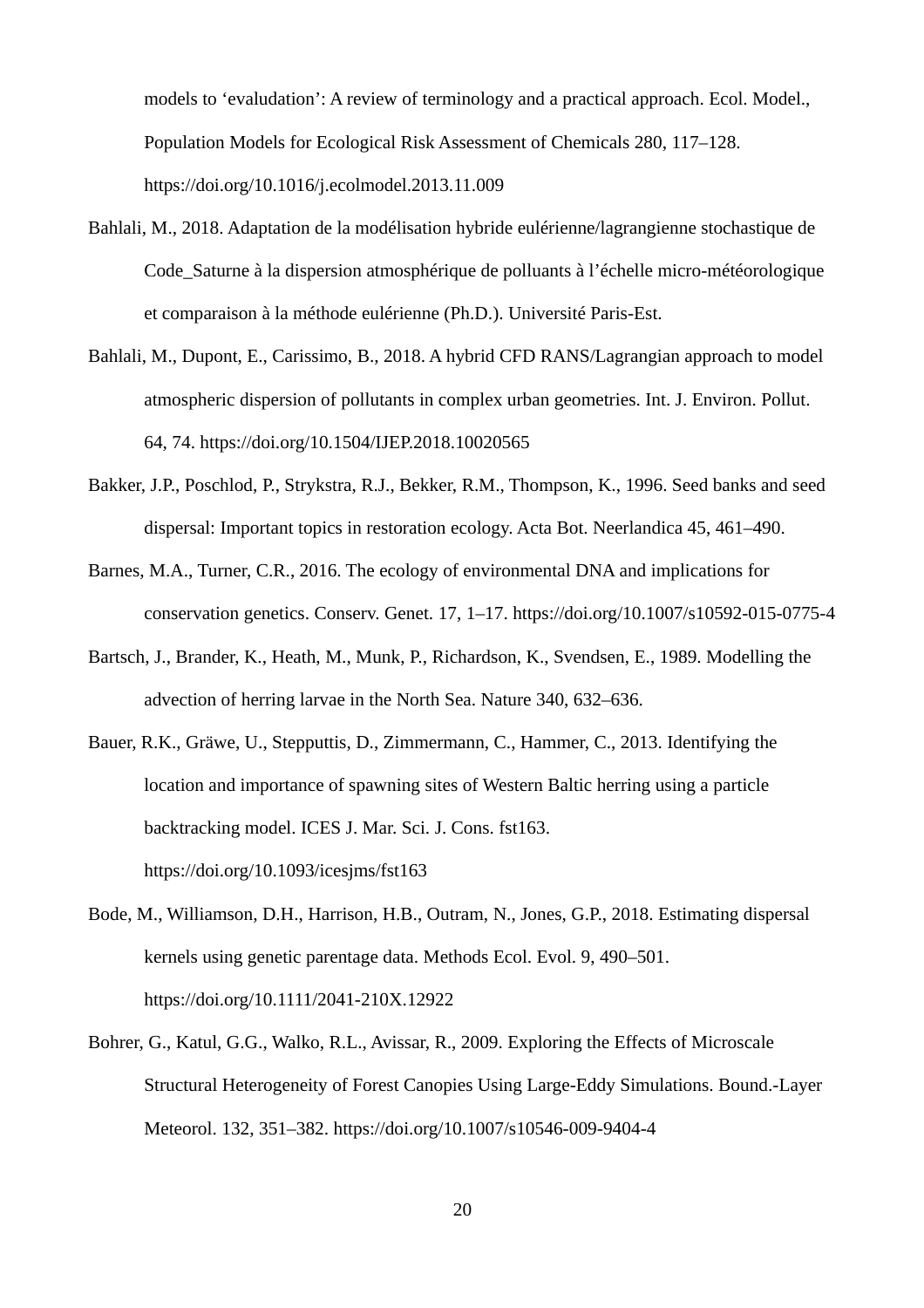models to ‘evaludation’: A review of terminology and a practical approach. Ecol. Model., Population Models for Ecological Risk Assessment of Chemicals 280, 117–128. https://doi.org/10.1016/j.ecolmodel.2013.11.009

Bahlali, M., 2018. Adaptation de la modélisation hybride eulérienne/lagrangienne stochastique de Code_Saturne à la dispersion atmosphérique de polluants à l’échelle micro-météorologique et comparaison à la méthode eulérienne (Ph.D.). Université Paris-Est.

Bahlali, M., Dupont, E., Carissimo, B., 2018. A hybrid CFD RANS/Lagrangian approach to model atmospheric dispersion of pollutants in complex urban geometries. Int. J. Environ. Pollut. 64, 74. https://doi.org/10.1504/IJEP.2018.10020565

Bakker, J.P., Poschlod, P., Strykstra, R.J., Bekker, R.M., Thompson, K., 1996. Seed banks and seed dispersal: Important topics in restoration ecology. Acta Bot. Neerlandica 45, 461–490.

Barnes, M.A., Turner, C.R., 2016. The ecology of environmental DNA and implications for conservation genetics. Conserv. Genet. 17, 1–17. https://doi.org/10.1007/s10592-015-0775-4

Bartsch, J., Brander, K., Heath, M., Munk, P., Richardson, K., Svendsen, E., 1989. Modelling the advection of herring larvae in the North Sea. Nature 340, 632–636.

Bauer, R.K., Gräwe, U., Stepputtis, D., Zimmermann, C., Hammer, C., 2013. Identifying the location and importance of spawning sites of Western Baltic herring using a particle backtracking model. ICES J. Mar. Sci. J. Cons. fst163. https://doi.org/10.1093/icesjms/fst163

Bode, M., Williamson, D.H., Harrison, H.B., Outram, N., Jones, G.P., 2018. Estimating dispersal kernels using genetic parentage data. Methods Ecol. Evol. 9, 490–501. https://doi.org/10.1111/2041-210X.12922

Bohrer, G., Katul, G.G., Walko, R.L., Avissar, R., 2009. Exploring the Effects of Microscale Structural Heterogeneity of Forest Canopies Using Large-Eddy Simulations. Bound.-Layer Meteorol. 132, 351–382. https://doi.org/10.1007/s10546-009-9404-4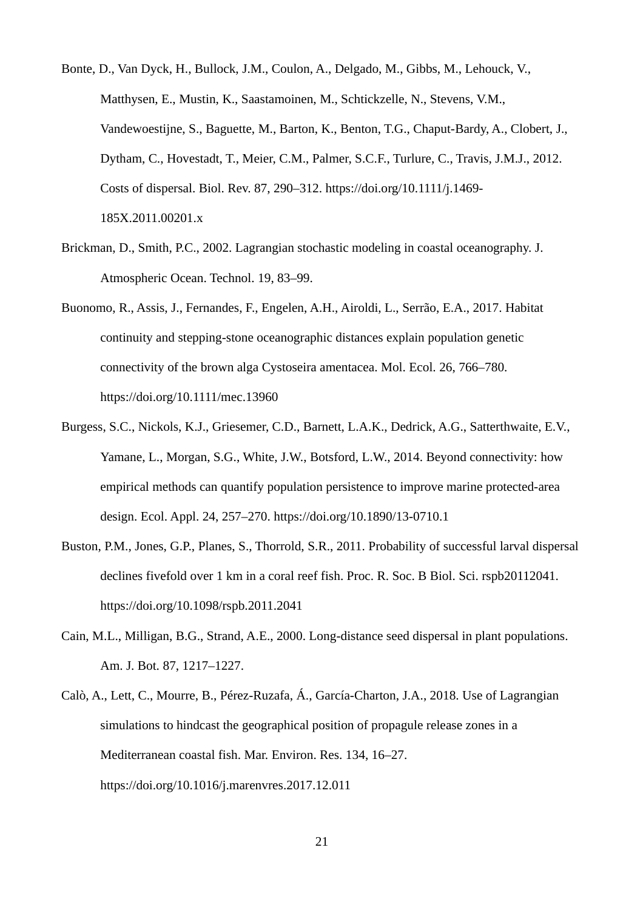Bonte, D., Van Dyck, H., Bullock, J.M., Coulon, A., Delgado, M., Gibbs, M., Lehouck, V., Matthysen, E., Mustin, K., Saastamoinen, M., Schtickzelle, N., Stevens, V.M., Vandewoestijne, S., Baguette, M., Barton, K., Benton, T.G., Chaput-Bardy, A., Clobert, J., Dytham, C., Hovestadt, T., Meier, C.M., Palmer, S.C.F., Turlure, C., Travis, J.M.J., 2012. Costs of dispersal. Biol. Rev. 87, 290–312. https://doi.org/10.1111/j.1469-185X.2011.00201.x

Brickman, D., Smith, P.C., 2002. Lagrangian stochastic modeling in coastal oceanography. J. Atmospheric Ocean. Technol. 19, 83–99.

Buonomo, R., Assis, J., Fernandes, F., Engelen, A.H., Airoldi, L., Serrão, E.A., 2017. Habitat continuity and stepping-stone oceanographic distances explain population genetic connectivity of the brown alga Cystoseira amentacea. Mol. Ecol. 26, 766–780. https://doi.org/10.1111/mec.13960

Burgess, S.C., Nickols, K.J., Griesemer, C.D., Barnett, L.A.K., Dedrick, A.G., Satterthwaite, E.V., Yamane, L., Morgan, S.G., White, J.W., Botsford, L.W., 2014. Beyond connectivity: how empirical methods can quantify population persistence to improve marine protected-area design. Ecol. Appl. 24, 257–270. https://doi.org/10.1890/13-0710.1

Buston, P.M., Jones, G.P., Planes, S., Thorrold, S.R., 2011. Probability of successful larval dispersal declines fivefold over 1 km in a coral reef fish. Proc. R. Soc. B Biol. Sci. rspb20112041. https://doi.org/10.1098/rspb.2011.2041

Cain, M.L., Milligan, B.G., Strand, A.E., 2000. Long-distance seed dispersal in plant populations. Am. J. Bot. 87, 1217–1227.

Calò, A., Lett, C., Mourre, B., Pérez-Ruzafa, Á., García-Charton, J.A., 2018. Use of Lagrangian simulations to hindcast the geographical position of propagule release zones in a Mediterranean coastal fish. Mar. Environ. Res. 134, 16–27. https://doi.org/10.1016/j.marenvres.2017.12.011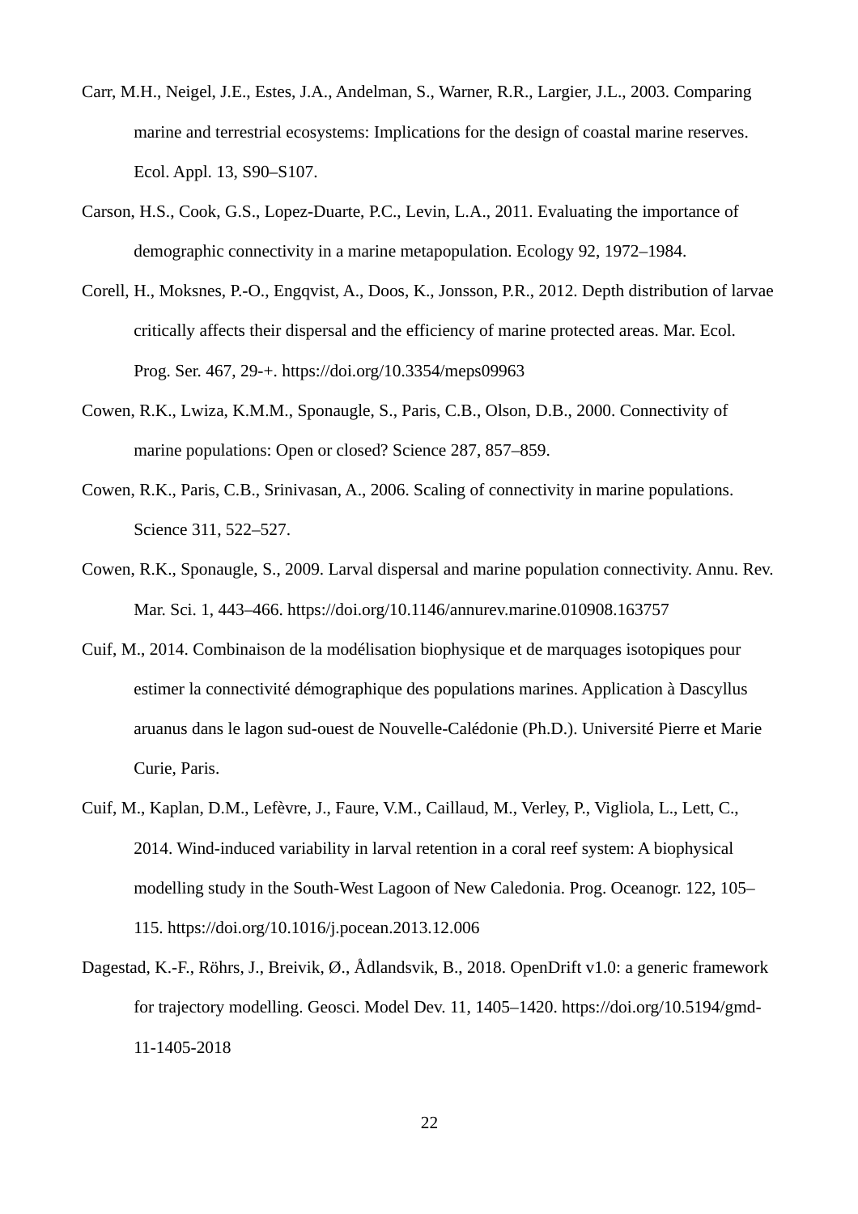Carr, M.H., Neigel, J.E., Estes, J.A., Andelman, S., Warner, R.R., Largier, J.L., 2003. Comparing marine and terrestrial ecosystems: Implications for the design of coastal marine reserves. Ecol. Appl. 13, S90–S107.

Carson, H.S., Cook, G.S., Lopez-Duarte, P.C., Levin, L.A., 2011. Evaluating the importance of demographic connectivity in a marine metapopulation. Ecology 92, 1972–1984.

Corell, H., Moksnes, P.-O., Engqvist, A., Doos, K., Jonsson, P.R., 2012. Depth distribution of larvae critically affects their dispersal and the efficiency of marine protected areas. Mar. Ecol. Prog. Ser. 467, 29-+. https://doi.org/10.3354/meps09963

Cowen, R.K., Lwiza, K.M.M., Sponaugle, S., Paris, C.B., Olson, D.B., 2000. Connectivity of marine populations: Open or closed? Science 287, 857–859.

Cowen, R.K., Paris, C.B., Srinivasan, A., 2006. Scaling of connectivity in marine populations. Science 311, 522–527.

Cowen, R.K., Sponaugle, S., 2009. Larval dispersal and marine population connectivity. Annu. Rev. Mar. Sci. 1, 443–466. https://doi.org/10.1146/annurev.marine.010908.163757

Cuif, M., 2014. Combinaison de la modélisation biophysique et de marquages isotopiques pour estimer la connectivité démographique des populations marines. Application à Dascyllus aruanus dans le lagon sud-ouest de Nouvelle-Calédonie (Ph.D.). Université Pierre et Marie Curie, Paris.

Cuif, M., Kaplan, D.M., Lefèvre, J., Faure, V.M., Caillaud, M., Verley, P., Vigliola, L., Lett, C., 2014. Wind-induced variability in larval retention in a coral reef system: A biophysical modelling study in the South-West Lagoon of New Caledonia. Prog. Oceanogr. 122, 105–115. https://doi.org/10.1016/j.pocean.2013.12.006

Dagestad, K.-F., Röhrs, J., Breivik, Ø., Ådlandsvik, B., 2018. OpenDrift v1.0: a generic framework for trajectory modelling. Geosci. Model Dev. 11, 1405–1420. https://doi.org/10.5194/gmd-11-1405-2018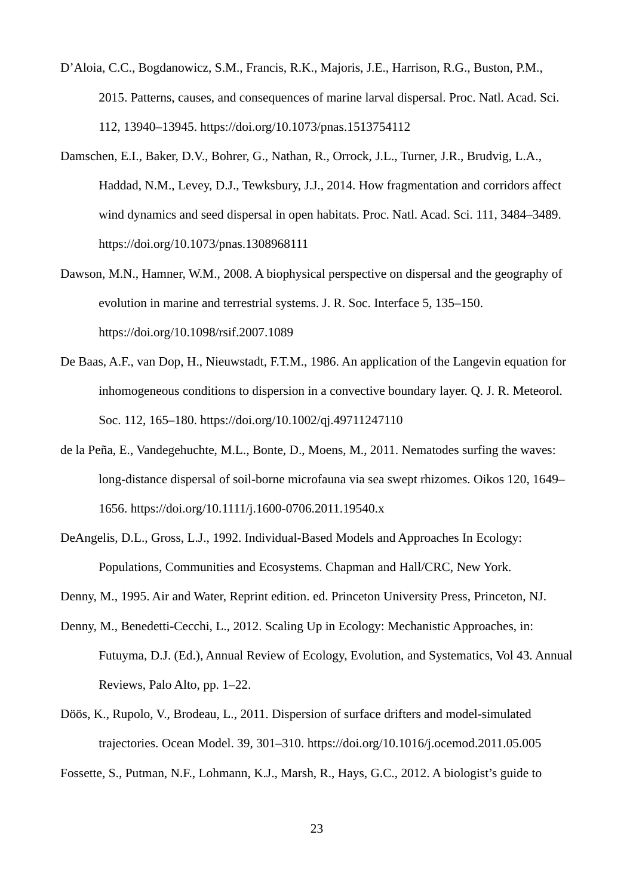D'Aloia, C.C., Bogdanowicz, S.M., Francis, R.K., Majoris, J.E., Harrison, R.G., Buston, P.M., 2015. Patterns, causes, and consequences of marine larval dispersal. Proc. Natl. Acad. Sci. 112, 13940–13945. https://doi.org/10.1073/pnas.1513754112

Damschen, E.I., Baker, D.V., Bohrer, G., Nathan, R., Orrock, J.L., Turner, J.R., Brudvig, L.A., Haddad, N.M., Levey, D.J., Tewksbury, J.J., 2014. How fragmentation and corridors affect wind dynamics and seed dispersal in open habitats. Proc. Natl. Acad. Sci. 111, 3484–3489. https://doi.org/10.1073/pnas.1308968111

Dawson, M.N., Hamner, W.M., 2008. A biophysical perspective on dispersal and the geography of evolution in marine and terrestrial systems. J. R. Soc. Interface 5, 135–150. https://doi.org/10.1098/rsif.2007.1089

De Baas, A.F., van Dop, H., Nieuwstadt, F.T.M., 1986. An application of the Langevin equation for inhomogeneous conditions to dispersion in a convective boundary layer. Q. J. R. Meteorol. Soc. 112, 165–180. https://doi.org/10.1002/qj.49711247110

de la Peña, E., Vandegehuchte, M.L., Bonte, D., Moens, M., 2011. Nematodes surfing the waves: long-distance dispersal of soil-borne microfauna via sea swept rhizomes. Oikos 120, 1649–1656. https://doi.org/10.1111/j.1600-0706.2011.19540.x

DeAngelis, D.L., Gross, L.J., 1992. Individual-Based Models and Approaches In Ecology: Populations, Communities and Ecosystems. Chapman and Hall/CRC, New York.

Denny, M., 1995. Air and Water, Reprint edition. ed. Princeton University Press, Princeton, NJ.

Denny, M., Benedetti-Cecchi, L., 2012. Scaling Up in Ecology: Mechanistic Approaches, in: Futuyma, D.J. (Ed.), Annual Review of Ecology, Evolution, and Systematics, Vol 43. Annual Reviews, Palo Alto, pp. 1–22.

Döös, K., Rupolo, V., Brodeau, L., 2011. Dispersion of surface drifters and model-simulated trajectories. Ocean Model. 39, 301–310. https://doi.org/10.1016/j.ocemod.2011.05.005

Fossette, S., Putman, N.F., Lohmann, K.J., Marsh, R., Hays, G.C., 2012. A biologist's guide to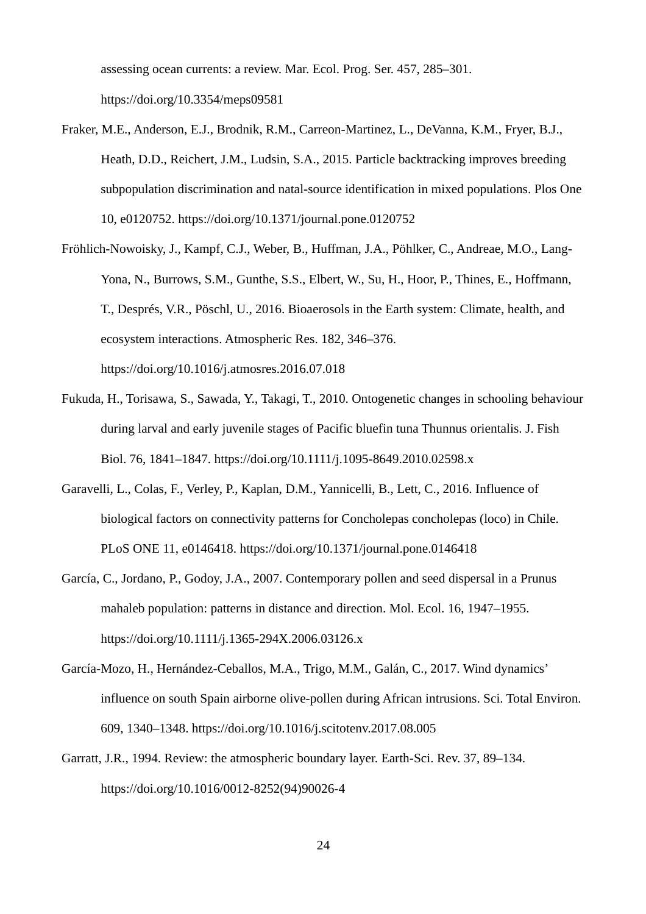assessing ocean currents: a review. Mar. Ecol. Prog. Ser. 457, 285–301. https://doi.org/10.3354/meps09581

Fraker, M.E., Anderson, E.J., Brodnik, R.M., Carreon-Martinez, L., DeVanna, K.M., Fryer, B.J., Heath, D.D., Reichert, J.M., Ludsin, S.A., 2015. Particle backtracking improves breeding subpopulation discrimination and natal-source identification in mixed populations. Plos One 10, e0120752. https://doi.org/10.1371/journal.pone.0120752

Fröhlich-Nowoisky, J., Kampf, C.J., Weber, B., Huffman, J.A., Pöhlker, C., Andreae, M.O., Lang-Yona, N., Burrows, S.M., Gunthe, S.S., Elbert, W., Su, H., Hoor, P., Thines, E., Hoffmann, T., Després, V.R., Pöschl, U., 2016. Bioaerosols in the Earth system: Climate, health, and ecosystem interactions. Atmospheric Res. 182, 346–376. https://doi.org/10.1016/j.atmosres.2016.07.018

Fukuda, H., Torisawa, S., Sawada, Y., Takagi, T., 2010. Ontogenetic changes in schooling behaviour during larval and early juvenile stages of Pacific bluefin tuna Thunnus orientalis. J. Fish Biol. 76, 1841–1847. https://doi.org/10.1111/j.1095-8649.2010.02598.x

Garavelli, L., Colas, F., Verley, P., Kaplan, D.M., Yannicelli, B., Lett, C., 2016. Influence of biological factors on connectivity patterns for Concholepas concholepas (loco) in Chile. PLoS ONE 11, e0146418. https://doi.org/10.1371/journal.pone.0146418

García, C., Jordano, P., Godoy, J.A., 2007. Contemporary pollen and seed dispersal in a Prunus mahaleb population: patterns in distance and direction. Mol. Ecol. 16, 1947–1955. https://doi.org/10.1111/j.1365-294X.2006.03126.x

García-Mozo, H., Hernández-Ceballos, M.A., Trigo, M.M., Galán, C., 2017. Wind dynamics' influence on south Spain airborne olive-pollen during African intrusions. Sci. Total Environ. 609, 1340–1348. https://doi.org/10.1016/j.scitotenv.2017.08.005

Garratt, J.R., 1994. Review: the atmospheric boundary layer. Earth-Sci. Rev. 37, 89–134. https://doi.org/10.1016/0012-8252(94)90026-4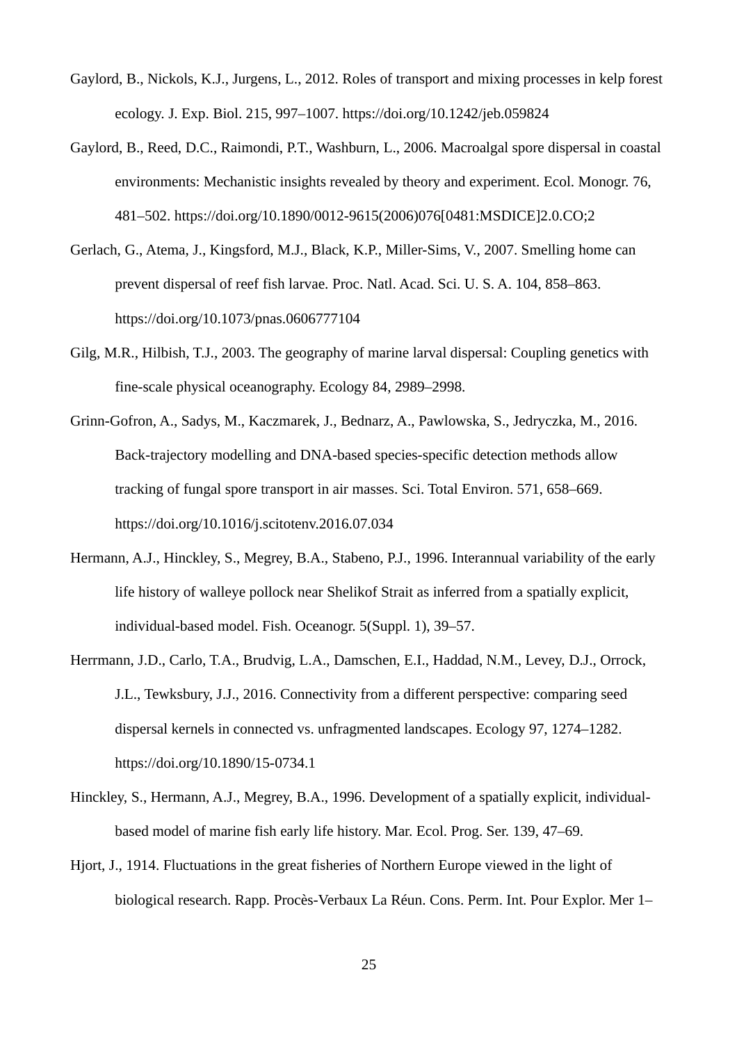Gaylord, B., Nickols, K.J., Jurgens, L., 2012. Roles of transport and mixing processes in kelp forest ecology. J. Exp. Biol. 215, 997–1007. https://doi.org/10.1242/jeb.059824

Gaylord, B., Reed, D.C., Raimondi, P.T., Washburn, L., 2006. Macroalgal spore dispersal in coastal environments: Mechanistic insights revealed by theory and experiment. Ecol. Monogr. 76, 481–502. https://doi.org/10.1890/0012-9615(2006)076[0481:MSDICE]2.0.CO;2

Gerlach, G., Atema, J., Kingsford, M.J., Black, K.P., Miller-Sims, V., 2007. Smelling home can prevent dispersal of reef fish larvae. Proc. Natl. Acad. Sci. U. S. A. 104, 858–863. https://doi.org/10.1073/pnas.0606777104

Gilg, M.R., Hilbish, T.J., 2003. The geography of marine larval dispersal: Coupling genetics with fine-scale physical oceanography. Ecology 84, 2989–2998.

Grinn-Gofron, A., Sadys, M., Kaczmarek, J., Bednarz, A., Pawlowska, S., Jedryczka, M., 2016. Back-trajectory modelling and DNA-based species-specific detection methods allow tracking of fungal spore transport in air masses. Sci. Total Environ. 571, 658–669. https://doi.org/10.1016/j.scitotenv.2016.07.034

Hermann, A.J., Hinckley, S., Megrey, B.A., Stabeno, P.J., 1996. Interannual variability of the early life history of walleye pollock near Shelikof Strait as inferred from a spatially explicit, individual-based model. Fish. Oceanogr. 5(Suppl. 1), 39–57.

Herrmann, J.D., Carlo, T.A., Brudvig, L.A., Damschen, E.I., Haddad, N.M., Levey, D.J., Orrock, J.L., Tewksbury, J.J., 2016. Connectivity from a different perspective: comparing seed dispersal kernels in connected vs. unfragmented landscapes. Ecology 97, 1274–1282. https://doi.org/10.1890/15-0734.1

Hinckley, S., Hermann, A.J., Megrey, B.A., 1996. Development of a spatially explicit, individual-based model of marine fish early life history. Mar. Ecol. Prog. Ser. 139, 47–69.

Hjort, J., 1914. Fluctuations in the great fisheries of Northern Europe viewed in the light of biological research. Rapp. Procès-Verbaux La Réun. Cons. Perm. Int. Pour Explor. Mer 1–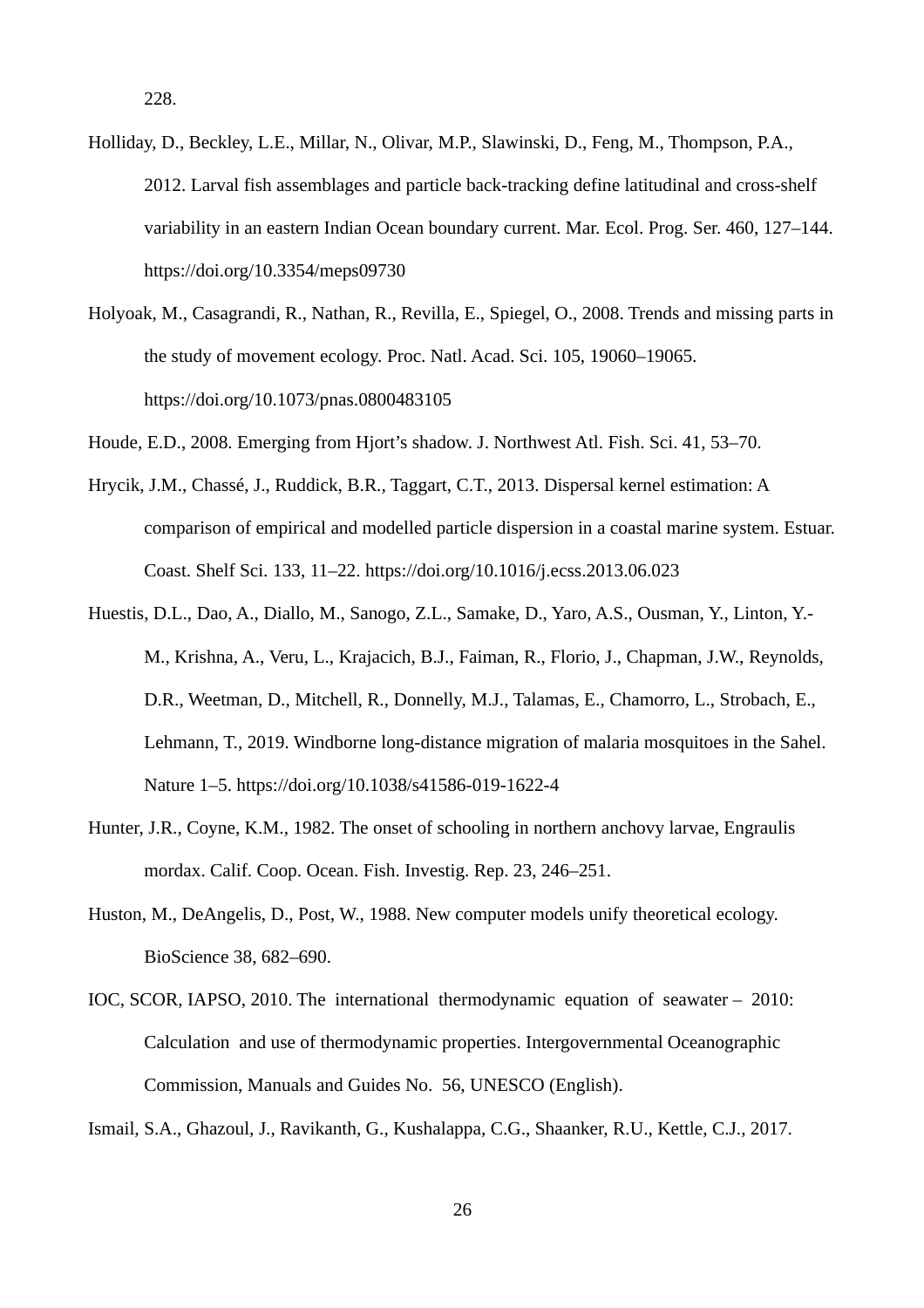228.

Holliday, D., Beckley, L.E., Millar, N., Olivar, M.P., Slawinski, D., Feng, M., Thompson, P.A., 2012. Larval fish assemblages and particle back-tracking define latitudinal and cross-shelf variability in an eastern Indian Ocean boundary current. Mar. Ecol. Prog. Ser. 460, 127–144. https://doi.org/10.3354/meps09730

Holyoak, M., Casagrandi, R., Nathan, R., Revilla, E., Spiegel, O., 2008. Trends and missing parts in the study of movement ecology. Proc. Natl. Acad. Sci. 105, 19060–19065. https://doi.org/10.1073/pnas.0800483105

Houde, E.D., 2008. Emerging from Hjort's shadow. J. Northwest Atl. Fish. Sci. 41, 53–70.

Hrycik, J.M., Chassé, J., Ruddick, B.R., Taggart, C.T., 2013. Dispersal kernel estimation: A comparison of empirical and modelled particle dispersion in a coastal marine system. Estuar. Coast. Shelf Sci. 133, 11–22. https://doi.org/10.1016/j.ecss.2013.06.023

Huestis, D.L., Dao, A., Diallo, M., Sanogo, Z.L., Samake, D., Yaro, A.S., Ousman, Y., Linton, Y.-M., Krishna, A., Veru, L., Krajacich, B.J., Faiman, R., Florio, J., Chapman, J.W., Reynolds, D.R., Weetman, D., Mitchell, R., Donnelly, M.J., Talamas, E., Chamorro, L., Strobach, E., Lehmann, T., 2019. Windborne long-distance migration of malaria mosquitoes in the Sahel. Nature 1–5. https://doi.org/10.1038/s41586-019-1622-4

Hunter, J.R., Coyne, K.M., 1982. The onset of schooling in northern anchovy larvae, Engraulis mordax. Calif. Coop. Ocean. Fish. Investig. Rep. 23, 246–251.

Huston, M., DeAngelis, D., Post, W., 1988. New computer models unify theoretical ecology. BioScience 38, 682–690.

IOC, SCOR, IAPSO, 2010. The international thermodynamic equation of seawater – 2010: Calculation and use of thermodynamic properties. Intergovernmental Oceanographic Commission, Manuals and Guides No. 56, UNESCO (English).

Ismail, S.A., Ghazoul, J., Ravikanth, G., Kushalappa, C.G., Shaanker, R.U., Kettle, C.J., 2017.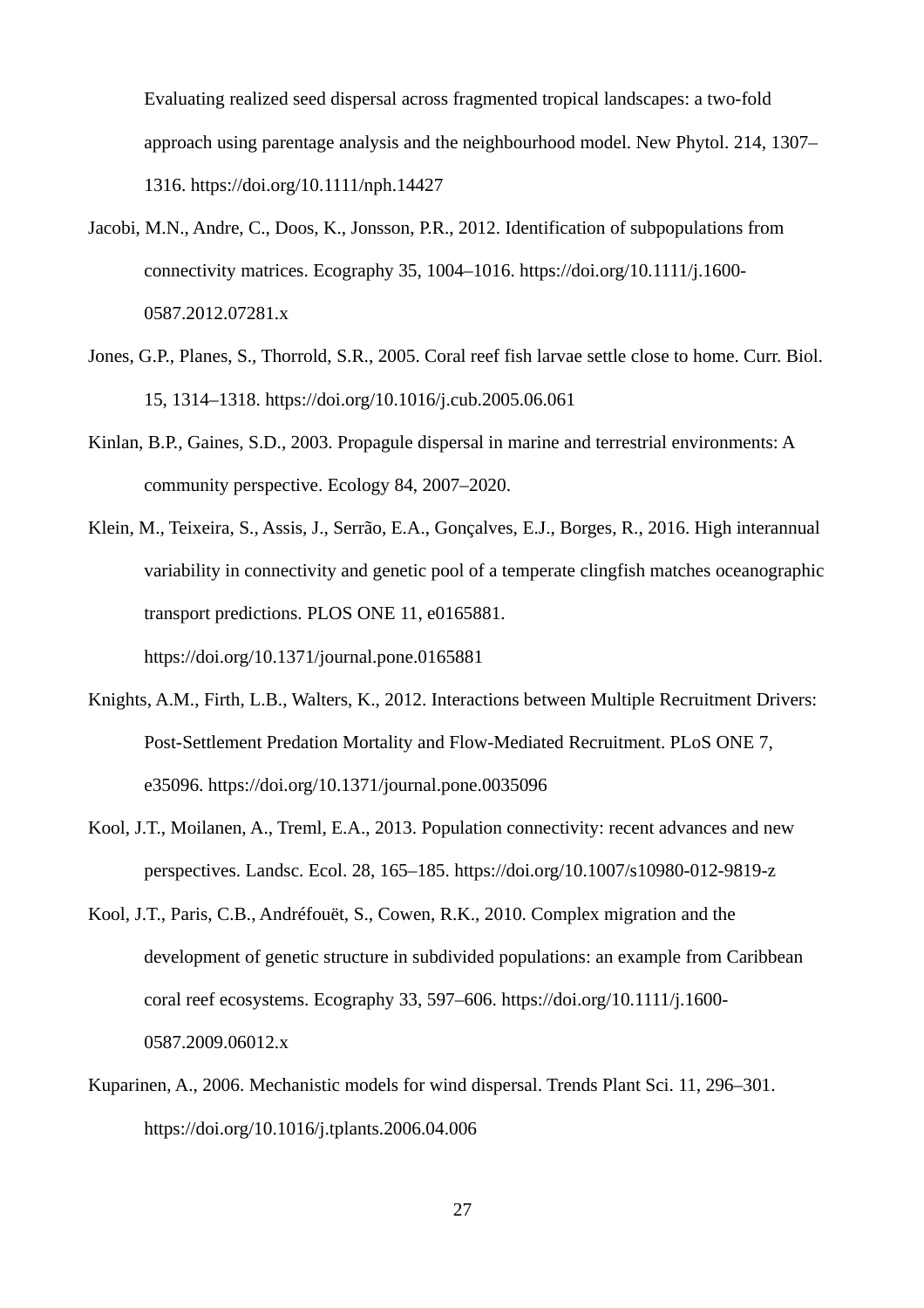Evaluating realized seed dispersal across fragmented tropical landscapes: a two-fold approach using parentage analysis and the neighbourhood model. New Phytol. 214, 1307–1316. https://doi.org/10.1111/nph.14427

Jacobi, M.N., Andre, C., Doos, K., Jonsson, P.R., 2012. Identification of subpopulations from connectivity matrices. Ecography 35, 1004–1016. https://doi.org/10.1111/j.1600-0587.2012.07281.x

Jones, G.P., Planes, S., Thorrold, S.R., 2005. Coral reef fish larvae settle close to home. Curr. Biol. 15, 1314–1318. https://doi.org/10.1016/j.cub.2005.06.061

Kinlan, B.P., Gaines, S.D., 2003. Propagule dispersal in marine and terrestrial environments: A community perspective. Ecology 84, 2007–2020.

Klein, M., Teixeira, S., Assis, J., Serrão, E.A., Gonçalves, E.J., Borges, R., 2016. High interannual variability in connectivity and genetic pool of a temperate clingfish matches oceanographic transport predictions. PLOS ONE 11, e0165881. https://doi.org/10.1371/journal.pone.0165881

Knights, A.M., Firth, L.B., Walters, K., 2012. Interactions between Multiple Recruitment Drivers: Post-Settlement Predation Mortality and Flow-Mediated Recruitment. PLoS ONE 7, e35096. https://doi.org/10.1371/journal.pone.0035096

Kool, J.T., Moilanen, A., Treml, E.A., 2013. Population connectivity: recent advances and new perspectives. Landsc. Ecol. 28, 165–185. https://doi.org/10.1007/s10980-012-9819-z

Kool, J.T., Paris, C.B., Andréfouët, S., Cowen, R.K., 2010. Complex migration and the development of genetic structure in subdivided populations: an example from Caribbean coral reef ecosystems. Ecography 33, 597–606. https://doi.org/10.1111/j.1600-0587.2009.06012.x

Kuparinen, A., 2006. Mechanistic models for wind dispersal. Trends Plant Sci. 11, 296–301. https://doi.org/10.1016/j.tplants.2006.04.006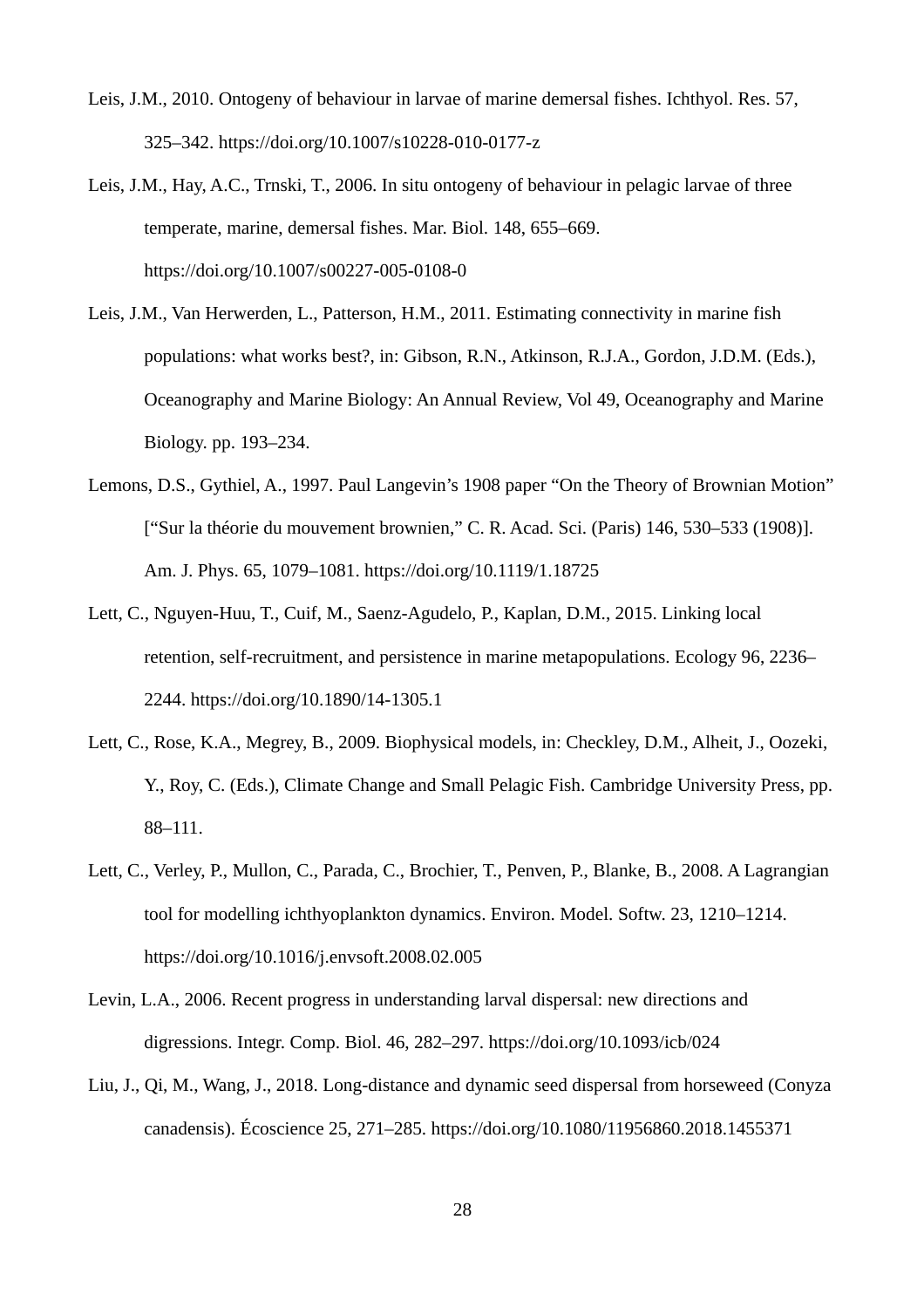Leis, J.M., 2010. Ontogeny of behaviour in larvae of marine demersal fishes. Ichthyol. Res. 57, 325–342. https://doi.org/10.1007/s10228-010-0177-z

Leis, J.M., Hay, A.C., Trnski, T., 2006. In situ ontogeny of behaviour in pelagic larvae of three temperate, marine, demersal fishes. Mar. Biol. 148, 655–669. https://doi.org/10.1007/s00227-005-0108-0

Leis, J.M., Van Herwerden, L., Patterson, H.M., 2011. Estimating connectivity in marine fish populations: what works best?, in: Gibson, R.N., Atkinson, R.J.A., Gordon, J.D.M. (Eds.), Oceanography and Marine Biology: An Annual Review, Vol 49, Oceanography and Marine Biology. pp. 193–234.

Lemons, D.S., Gythiel, A., 1997. Paul Langevin's 1908 paper "On the Theory of Brownian Motion" ["Sur la théorie du mouvement brownien," C. R. Acad. Sci. (Paris) 146, 530–533 (1908)]. Am. J. Phys. 65, 1079–1081. https://doi.org/10.1119/1.18725

Lett, C., Nguyen-Huu, T., Cuif, M., Saenz-Agudelo, P., Kaplan, D.M., 2015. Linking local retention, self-recruitment, and persistence in marine metapopulations. Ecology 96, 2236–2244. https://doi.org/10.1890/14-1305.1

Lett, C., Rose, K.A., Megrey, B., 2009. Biophysical models, in: Checkley, D.M., Alheit, J., Oozeki, Y., Roy, C. (Eds.), Climate Change and Small Pelagic Fish. Cambridge University Press, pp. 88–111.

Lett, C., Verley, P., Mullon, C., Parada, C., Brochier, T., Penven, P., Blanke, B., 2008. A Lagrangian tool for modelling ichthyoplankton dynamics. Environ. Model. Softw. 23, 1210–1214. https://doi.org/10.1016/j.envsoft.2008.02.005

Levin, L.A., 2006. Recent progress in understanding larval dispersal: new directions and digressions. Integr. Comp. Biol. 46, 282–297. https://doi.org/10.1093/icb/024

Liu, J., Qi, M., Wang, J., 2018. Long-distance and dynamic seed dispersal from horseweed (Conyza canadensis). Écoscience 25, 271–285. https://doi.org/10.1080/11956860.2018.1455371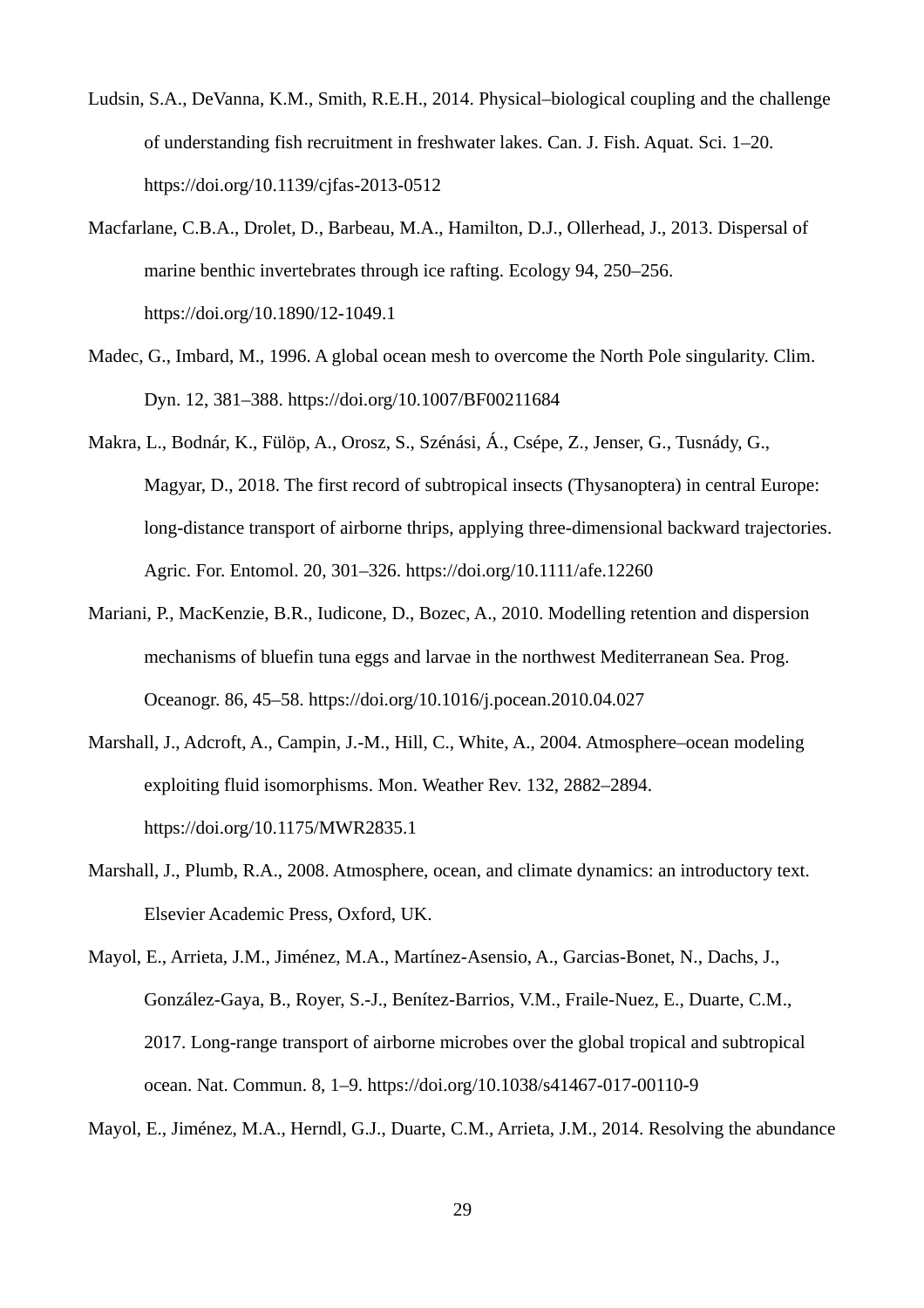Ludsin, S.A., DeVanna, K.M., Smith, R.E.H., 2014. Physical–biological coupling and the challenge of understanding fish recruitment in freshwater lakes. Can. J. Fish. Aquat. Sci. 1–20. https://doi.org/10.1139/cjfas-2013-0512

Macfarlane, C.B.A., Drolet, D., Barbeau, M.A., Hamilton, D.J., Ollerhead, J., 2013. Dispersal of marine benthic invertebrates through ice rafting. Ecology 94, 250–256. https://doi.org/10.1890/12-1049.1

Madec, G., Imbard, M., 1996. A global ocean mesh to overcome the North Pole singularity. Clim. Dyn. 12, 381–388. https://doi.org/10.1007/BF00211684

Makra, L., Bodnár, K., Fülöp, A., Orosz, S., Szénási, Á., Csépe, Z., Jenser, G., Tusnády, G., Magyar, D., 2018. The first record of subtropical insects (Thysanoptera) in central Europe: long-distance transport of airborne thrips, applying three-dimensional backward trajectories. Agric. For. Entomol. 20, 301–326. https://doi.org/10.1111/afe.12260

Mariani, P., MacKenzie, B.R., Iudicone, D., Bozec, A., 2010. Modelling retention and dispersion mechanisms of bluefin tuna eggs and larvae in the northwest Mediterranean Sea. Prog. Oceanogr. 86, 45–58. https://doi.org/10.1016/j.pocean.2010.04.027

Marshall, J., Adcroft, A., Campin, J.-M., Hill, C., White, A., 2004. Atmosphere–ocean modeling exploiting fluid isomorphisms. Mon. Weather Rev. 132, 2882–2894. https://doi.org/10.1175/MWR2835.1

Marshall, J., Plumb, R.A., 2008. Atmosphere, ocean, and climate dynamics: an introductory text. Elsevier Academic Press, Oxford, UK.

Mayol, E., Arrieta, J.M., Jiménez, M.A., Martínez-Asensio, A., Garcias-Bonet, N., Dachs, J., González-Gaya, B., Royer, S.-J., Benítez-Barrios, V.M., Fraile-Nuez, E., Duarte, C.M., 2017. Long-range transport of airborne microbes over the global tropical and subtropical ocean. Nat. Commun. 8, 1–9. https://doi.org/10.1038/s41467-017-00110-9

Mayol, E., Jiménez, M.A., Herndl, G.J., Duarte, C.M., Arrieta, J.M., 2014. Resolving the abundance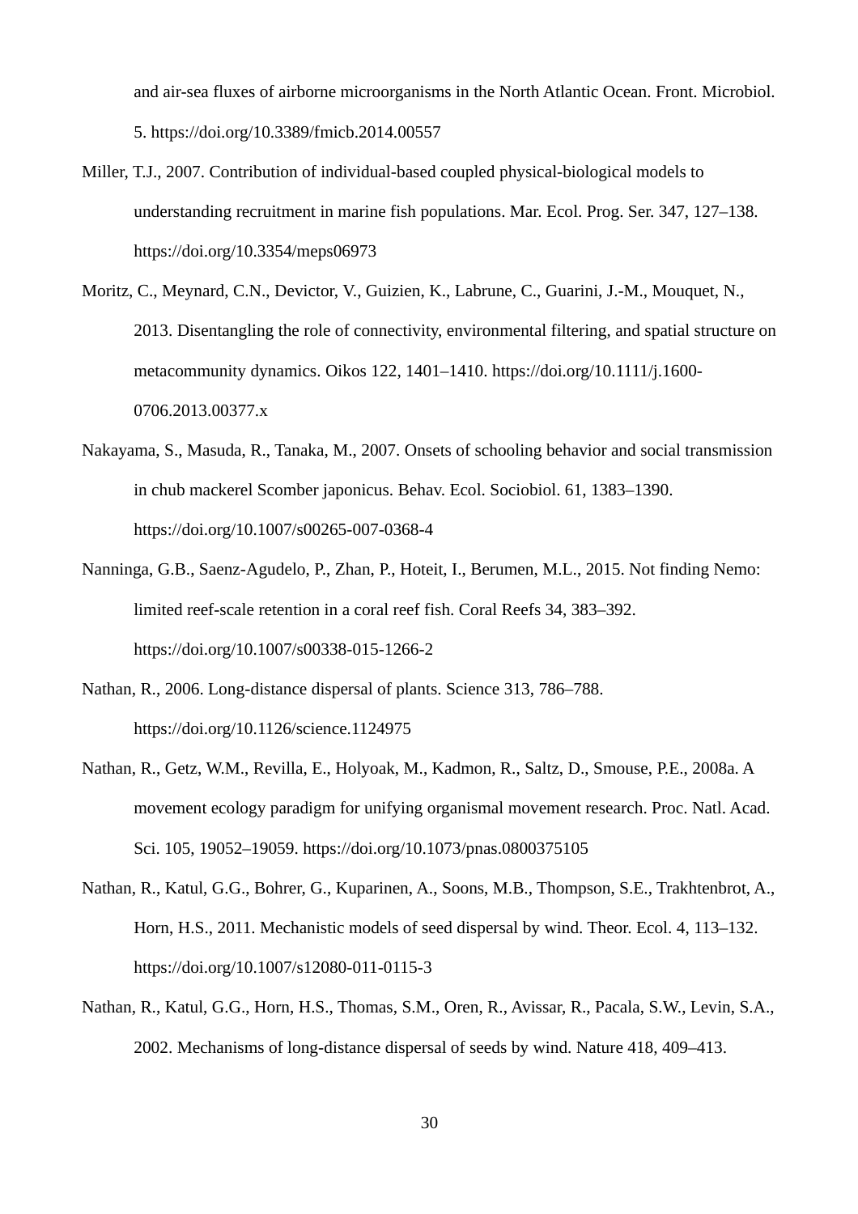and air-sea fluxes of airborne microorganisms in the North Atlantic Ocean. Front. Microbiol. 5. https://doi.org/10.3389/fmicb.2014.00557

Miller, T.J., 2007. Contribution of individual-based coupled physical-biological models to understanding recruitment in marine fish populations. Mar. Ecol. Prog. Ser. 347, 127–138. https://doi.org/10.3354/meps06973

Moritz, C., Meynard, C.N., Devictor, V., Guizien, K., Labrune, C., Guarini, J.-M., Mouquet, N., 2013. Disentangling the role of connectivity, environmental filtering, and spatial structure on metacommunity dynamics. Oikos 122, 1401–1410. https://doi.org/10.1111/j.1600-0706.2013.00377.x

Nakayama, S., Masuda, R., Tanaka, M., 2007. Onsets of schooling behavior and social transmission in chub mackerel Scomber japonicus. Behav. Ecol. Sociobiol. 61, 1383–1390. https://doi.org/10.1007/s00265-007-0368-4

Nanninga, G.B., Saenz-Agudelo, P., Zhan, P., Hoteit, I., Berumen, M.L., 2015. Not finding Nemo: limited reef-scale retention in a coral reef fish. Coral Reefs 34, 383–392. https://doi.org/10.1007/s00338-015-1266-2

Nathan, R., 2006. Long-distance dispersal of plants. Science 313, 786–788. https://doi.org/10.1126/science.1124975

Nathan, R., Getz, W.M., Revilla, E., Holyoak, M., Kadmon, R., Saltz, D., Smouse, P.E., 2008a. A movement ecology paradigm for unifying organismal movement research. Proc. Natl. Acad. Sci. 105, 19052–19059. https://doi.org/10.1073/pnas.0800375105

Nathan, R., Katul, G.G., Bohrer, G., Kuparinen, A., Soons, M.B., Thompson, S.E., Trakhtenbrot, A., Horn, H.S., 2011. Mechanistic models of seed dispersal by wind. Theor. Ecol. 4, 113–132. https://doi.org/10.1007/s12080-011-0115-3

Nathan, R., Katul, G.G., Horn, H.S., Thomas, S.M., Oren, R., Avissar, R., Pacala, S.W., Levin, S.A., 2002. Mechanisms of long-distance dispersal of seeds by wind. Nature 418, 409–413.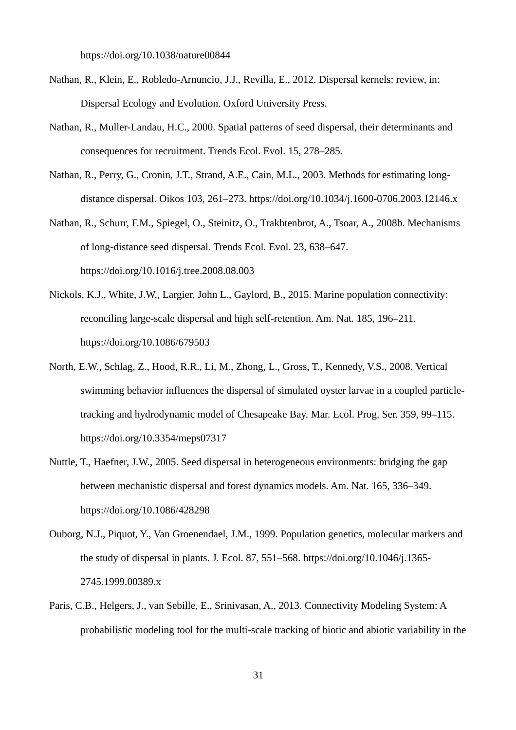https://doi.org/10.1038/nature00844

Nathan, R., Klein, E., Robledo-Arnuncio, J.J., Revilla, E., 2012. Dispersal kernels: review, in: Dispersal Ecology and Evolution. Oxford University Press.

Nathan, R., Muller-Landau, H.C., 2000. Spatial patterns of seed dispersal, their determinants and consequences for recruitment. Trends Ecol. Evol. 15, 278–285.

Nathan, R., Perry, G., Cronin, J.T., Strand, A.E., Cain, M.L., 2003. Methods for estimating long-distance dispersal. Oikos 103, 261–273. https://doi.org/10.1034/j.1600-0706.2003.12146.x

Nathan, R., Schurr, F.M., Spiegel, O., Steinitz, O., Trakhtenbrot, A., Tsoar, A., 2008b. Mechanisms of long-distance seed dispersal. Trends Ecol. Evol. 23, 638–647. https://doi.org/10.1016/j.tree.2008.08.003

Nickols, K.J., White, J.W., Largier, John L., Gaylord, B., 2015. Marine population connectivity: reconciling large-scale dispersal and high self-retention. Am. Nat. 185, 196–211. https://doi.org/10.1086/679503

North, E.W., Schlag, Z., Hood, R.R., Li, M., Zhong, L., Gross, T., Kennedy, V.S., 2008. Vertical swimming behavior influences the dispersal of simulated oyster larvae in a coupled particle-tracking and hydrodynamic model of Chesapeake Bay. Mar. Ecol. Prog. Ser. 359, 99–115. https://doi.org/10.3354/meps07317

Nuttle, T., Haefner, J.W., 2005. Seed dispersal in heterogeneous environments: bridging the gap between mechanistic dispersal and forest dynamics models. Am. Nat. 165, 336–349. https://doi.org/10.1086/428298

Ouborg, N.J., Piquot, Y., Van Groenendael, J.M., 1999. Population genetics, molecular markers and the study of dispersal in plants. J. Ecol. 87, 551–568. https://doi.org/10.1046/j.1365-2745.1999.00389.x

Paris, C.B., Helgers, J., van Sebille, E., Srinivasan, A., 2013. Connectivity Modeling System: A probabilistic modeling tool for the multi-scale tracking of biotic and abiotic variability in the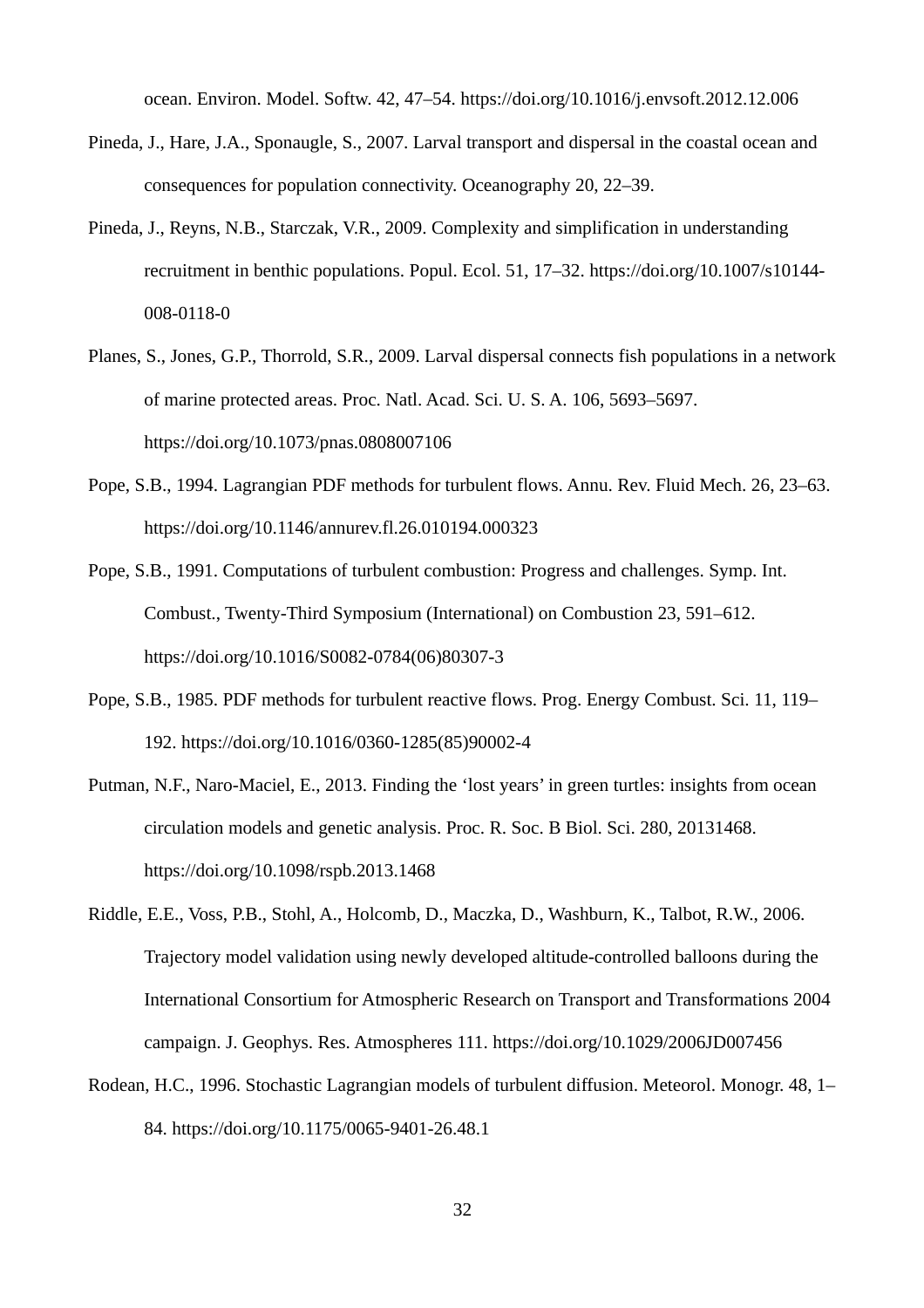ocean. Environ. Model. Softw. 42, 47–54. https://doi.org/10.1016/j.envsoft.2012.12.006

Pineda, J., Hare, J.A., Sponaugle, S., 2007. Larval transport and dispersal in the coastal ocean and consequences for population connectivity. Oceanography 20, 22–39.

Pineda, J., Reyns, N.B., Starczak, V.R., 2009. Complexity and simplification in understanding recruitment in benthic populations. Popul. Ecol. 51, 17–32. https://doi.org/10.1007/s10144-008-0118-0

Planes, S., Jones, G.P., Thorrold, S.R., 2009. Larval dispersal connects fish populations in a network of marine protected areas. Proc. Natl. Acad. Sci. U. S. A. 106, 5693–5697. https://doi.org/10.1073/pnas.0808007106

Pope, S.B., 1994. Lagrangian PDF methods for turbulent flows. Annu. Rev. Fluid Mech. 26, 23–63. https://doi.org/10.1146/annurev.fl.26.010194.000323

Pope, S.B., 1991. Computations of turbulent combustion: Progress and challenges. Symp. Int. Combust., Twenty-Third Symposium (International) on Combustion 23, 591–612. https://doi.org/10.1016/S0082-0784(06)80307-3

Pope, S.B., 1985. PDF methods for turbulent reactive flows. Prog. Energy Combust. Sci. 11, 119–192. https://doi.org/10.1016/0360-1285(85)90002-4

Putman, N.F., Naro-Maciel, E., 2013. Finding the 'lost years' in green turtles: insights from ocean circulation models and genetic analysis. Proc. R. Soc. B Biol. Sci. 280, 20131468. https://doi.org/10.1098/rspb.2013.1468

Riddle, E.E., Voss, P.B., Stohl, A., Holcomb, D., Maczka, D., Washburn, K., Talbot, R.W., 2006. Trajectory model validation using newly developed altitude-controlled balloons during the International Consortium for Atmospheric Research on Transport and Transformations 2004 campaign. J. Geophys. Res. Atmospheres 111. https://doi.org/10.1029/2006JD007456

Rodean, H.C., 1996. Stochastic Lagrangian models of turbulent diffusion. Meteorol. Monogr. 48, 1–84. https://doi.org/10.1175/0065-9401-26.48.1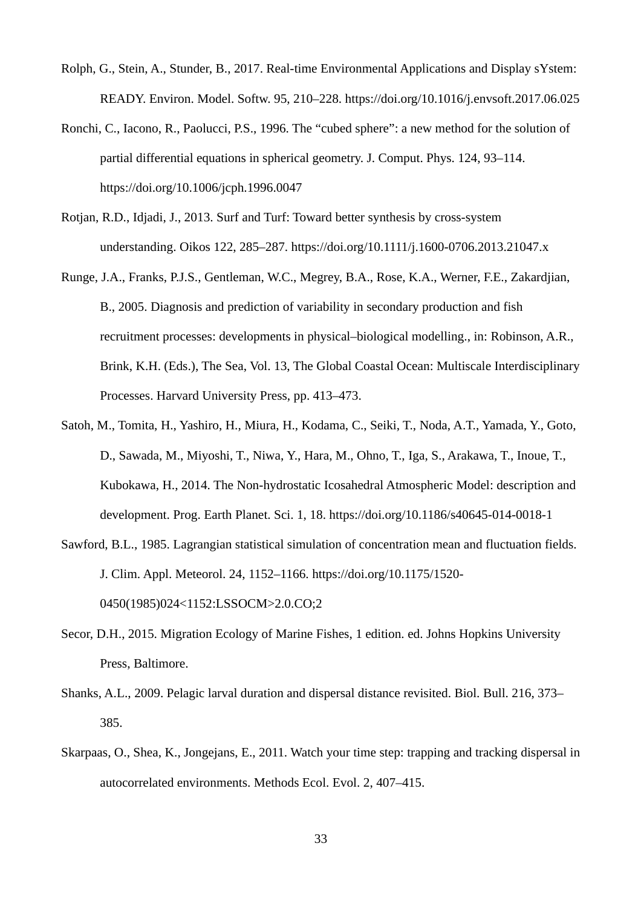Rolph, G., Stein, A., Stunder, B., 2017. Real-time Environmental Applications and Display sYstem: READY. Environ. Model. Softw. 95, 210–228. https://doi.org/10.1016/j.envsoft.2017.06.025

Ronchi, C., Iacono, R., Paolucci, P.S., 1996. The “cubed sphere”: a new method for the solution of partial differential equations in spherical geometry. J. Comput. Phys. 124, 93–114. https://doi.org/10.1006/jcph.1996.0047

Rotjan, R.D., Idjadi, J., 2013. Surf and Turf: Toward better synthesis by cross-system understanding. Oikos 122, 285–287. https://doi.org/10.1111/j.1600-0706.2013.21047.x

Runge, J.A., Franks, P.J.S., Gentleman, W.C., Megrey, B.A., Rose, K.A., Werner, F.E., Zakardjian, B., 2005. Diagnosis and prediction of variability in secondary production and fish recruitment processes: developments in physical–biological modelling., in: Robinson, A.R., Brink, K.H. (Eds.), The Sea, Vol. 13, The Global Coastal Ocean: Multiscale Interdisciplinary Processes. Harvard University Press, pp. 413–473.

Satoh, M., Tomita, H., Yashiro, H., Miura, H., Kodama, C., Seiki, T., Noda, A.T., Yamada, Y., Goto, D., Sawada, M., Miyoshi, T., Niwa, Y., Hara, M., Ohno, T., Iga, S., Arakawa, T., Inoue, T., Kubokawa, H., 2014. The Non-hydrostatic Icosahedral Atmospheric Model: description and development. Prog. Earth Planet. Sci. 1, 18. https://doi.org/10.1186/s40645-014-0018-1

Sawford, B.L., 1985. Lagrangian statistical simulation of concentration mean and fluctuation fields. J. Clim. Appl. Meteorol. 24, 1152–1166. https://doi.org/10.1175/1520-0450(1985)024<1152:LSSOCM>2.0.CO;2

Secor, D.H., 2015. Migration Ecology of Marine Fishes, 1 edition. ed. Johns Hopkins University Press, Baltimore.

Shanks, A.L., 2009. Pelagic larval duration and dispersal distance revisited. Biol. Bull. 216, 373–385.

Skarpaas, O., Shea, K., Jongejans, E., 2011. Watch your time step: trapping and tracking dispersal in autocorrelated environments. Methods Ecol. Evol. 2, 407–415.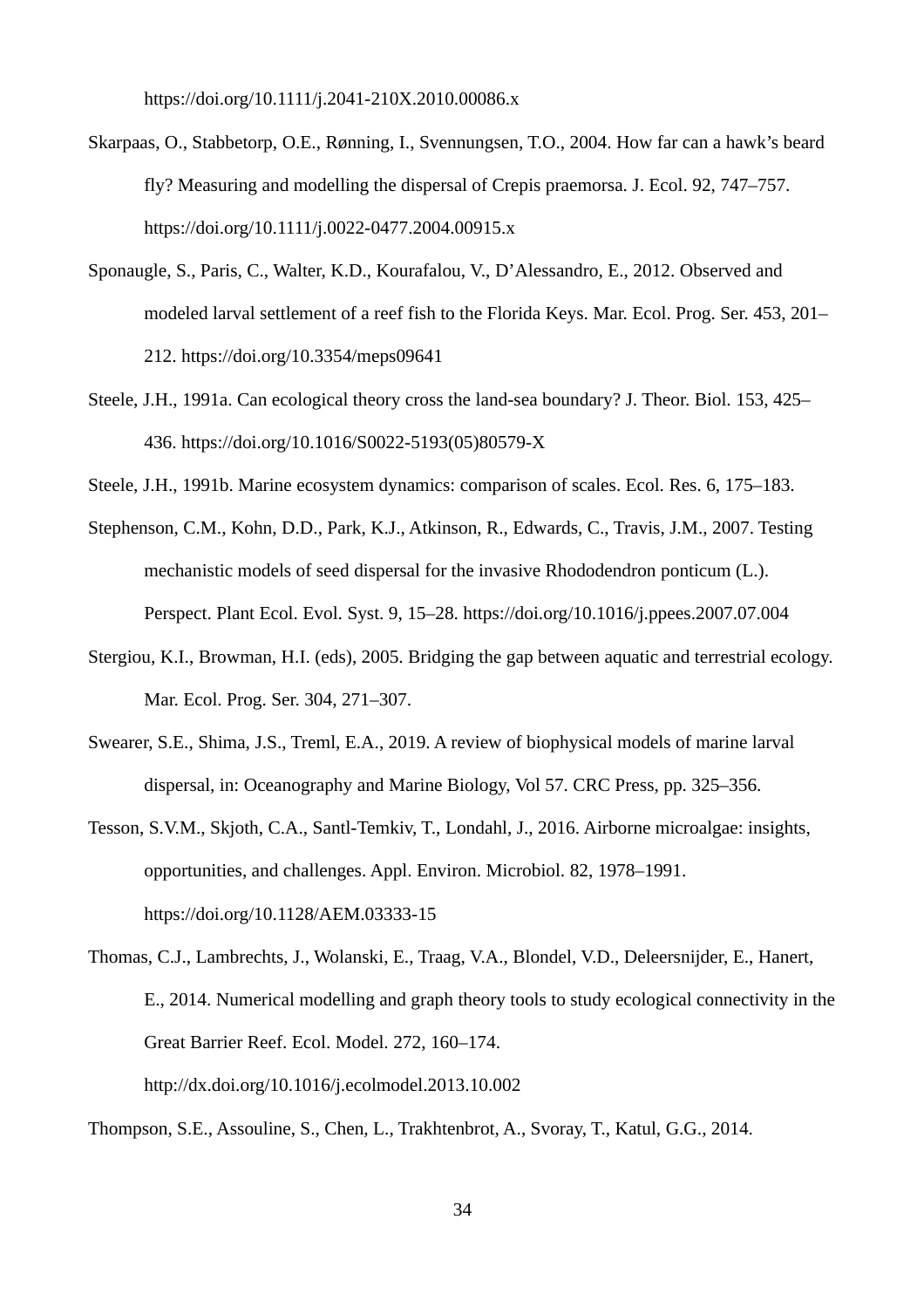https://doi.org/10.1111/j.2041-210X.2010.00086.x

Skarpaas, O., Stabbetorp, O.E., Rønning, I., Svennungsen, T.O., 2004. How far can a hawk's beard fly? Measuring and modelling the dispersal of Crepis praemorsa. J. Ecol. 92, 747–757. https://doi.org/10.1111/j.0022-0477.2004.00915.x

Sponaugle, S., Paris, C., Walter, K.D., Kourafalou, V., D'Alessandro, E., 2012. Observed and modeled larval settlement of a reef fish to the Florida Keys. Mar. Ecol. Prog. Ser. 453, 201–212. https://doi.org/10.3354/meps09641

Steele, J.H., 1991a. Can ecological theory cross the land-sea boundary? J. Theor. Biol. 153, 425–436. https://doi.org/10.1016/S0022-5193(05)80579-X

Steele, J.H., 1991b. Marine ecosystem dynamics: comparison of scales. Ecol. Res. 6, 175–183.

Stephenson, C.M., Kohn, D.D., Park, K.J., Atkinson, R., Edwards, C., Travis, J.M., 2007. Testing mechanistic models of seed dispersal for the invasive Rhododendron ponticum (L.). Perspect. Plant Ecol. Evol. Syst. 9, 15–28. https://doi.org/10.1016/j.ppees.2007.07.004

Stergiou, K.I., Browman, H.I. (eds), 2005. Bridging the gap between aquatic and terrestrial ecology. Mar. Ecol. Prog. Ser. 304, 271–307.

Swearer, S.E., Shima, J.S., Treml, E.A., 2019. A review of biophysical models of marine larval dispersal, in: Oceanography and Marine Biology, Vol 57. CRC Press, pp. 325–356.

Tesson, S.V.M., Skjoth, C.A., Santl-Temkiv, T., Londahl, J., 2016. Airborne microalgae: insights, opportunities, and challenges. Appl. Environ. Microbiol. 82, 1978–1991. https://doi.org/10.1128/AEM.03333-15

Thomas, C.J., Lambrechts, J., Wolanski, E., Traag, V.A., Blondel, V.D., Deleersnijder, E., Hanert, E., 2014. Numerical modelling and graph theory tools to study ecological connectivity in the Great Barrier Reef. Ecol. Model. 272, 160–174. http://dx.doi.org/10.1016/j.ecolmodel.2013.10.002

Thompson, S.E., Assouline, S., Chen, L., Trakhtenbrot, A., Svoray, T., Katul, G.G., 2014.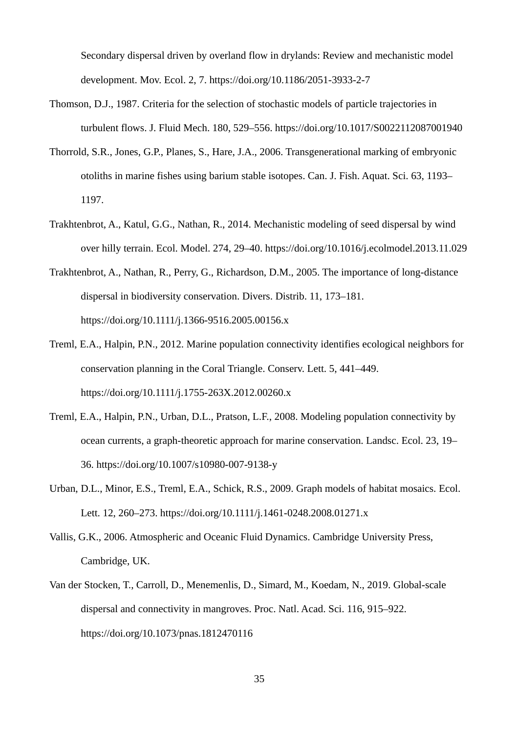Secondary dispersal driven by overland flow in drylands: Review and mechanistic model development. Mov. Ecol. 2, 7. https://doi.org/10.1186/2051-3933-2-7

Thomson, D.J., 1987. Criteria for the selection of stochastic models of particle trajectories in turbulent flows. J. Fluid Mech. 180, 529–556. https://doi.org/10.1017/S0022112087001940

Thorrold, S.R., Jones, G.P., Planes, S., Hare, J.A., 2006. Transgenerational marking of embryonic otoliths in marine fishes using barium stable isotopes. Can. J. Fish. Aquat. Sci. 63, 1193–1197.

Trakhtenbrot, A., Katul, G.G., Nathan, R., 2014. Mechanistic modeling of seed dispersal by wind over hilly terrain. Ecol. Model. 274, 29–40. https://doi.org/10.1016/j.ecolmodel.2013.11.029

Trakhtenbrot, A., Nathan, R., Perry, G., Richardson, D.M., 2005. The importance of long-distance dispersal in biodiversity conservation. Divers. Distrib. 11, 173–181. https://doi.org/10.1111/j.1366-9516.2005.00156.x

Treml, E.A., Halpin, P.N., 2012. Marine population connectivity identifies ecological neighbors for conservation planning in the Coral Triangle. Conserv. Lett. 5, 441–449. https://doi.org/10.1111/j.1755-263X.2012.00260.x

Treml, E.A., Halpin, P.N., Urban, D.L., Pratson, L.F., 2008. Modeling population connectivity by ocean currents, a graph-theoretic approach for marine conservation. Landsc. Ecol. 23, 19–36. https://doi.org/10.1007/s10980-007-9138-y

Urban, D.L., Minor, E.S., Treml, E.A., Schick, R.S., 2009. Graph models of habitat mosaics. Ecol. Lett. 12, 260–273. https://doi.org/10.1111/j.1461-0248.2008.01271.x

Vallis, G.K., 2006. Atmospheric and Oceanic Fluid Dynamics. Cambridge University Press, Cambridge, UK.

Van der Stocken, T., Carroll, D., Menemenlis, D., Simard, M., Koedam, N., 2019. Global-scale dispersal and connectivity in mangroves. Proc. Natl. Acad. Sci. 116, 915–922. https://doi.org/10.1073/pnas.1812470116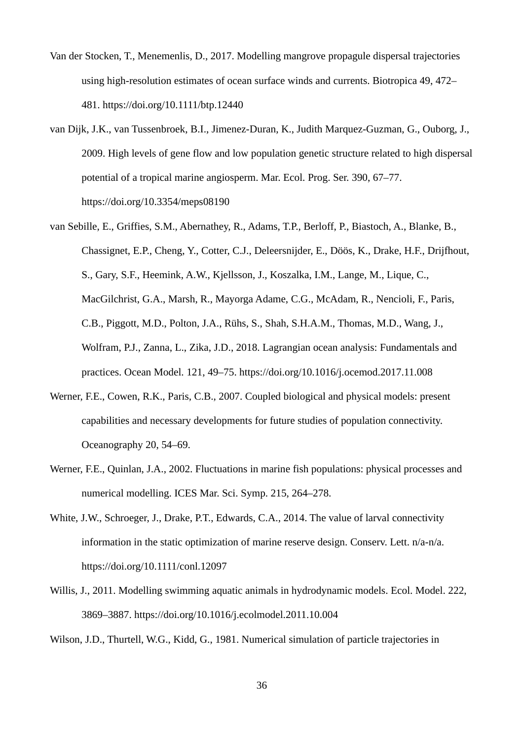Van der Stocken, T., Menemenlis, D., 2017. Modelling mangrove propagule dispersal trajectories using high-resolution estimates of ocean surface winds and currents. Biotropica 49, 472–481. https://doi.org/10.1111/btp.12440

van Dijk, J.K., van Tussenbroek, B.I., Jimenez-Duran, K., Judith Marquez-Guzman, G., Ouborg, J., 2009. High levels of gene flow and low population genetic structure related to high dispersal potential of a tropical marine angiosperm. Mar. Ecol. Prog. Ser. 390, 67–77. https://doi.org/10.3354/meps08190

van Sebille, E., Griffies, S.M., Abernathey, R., Adams, T.P., Berloff, P., Biastoch, A., Blanke, B., Chassignet, E.P., Cheng, Y., Cotter, C.J., Deleersnijder, E., Döös, K., Drake, H.F., Drijfhout, S., Gary, S.F., Heemink, A.W., Kjellsson, J., Koszalka, I.M., Lange, M., Lique, C., MacGilchrist, G.A., Marsh, R., Mayorga Adame, C.G., McAdam, R., Nencioli, F., Paris, C.B., Piggott, M.D., Polton, J.A., Rühs, S., Shah, S.H.A.M., Thomas, M.D., Wang, J., Wolfram, P.J., Zanna, L., Zika, J.D., 2018. Lagrangian ocean analysis: Fundamentals and practices. Ocean Model. 121, 49–75. https://doi.org/10.1016/j.ocemod.2017.11.008

Werner, F.E., Cowen, R.K., Paris, C.B., 2007. Coupled biological and physical models: present capabilities and necessary developments for future studies of population connectivity. Oceanography 20, 54–69.

Werner, F.E., Quinlan, J.A., 2002. Fluctuations in marine fish populations: physical processes and numerical modelling. ICES Mar. Sci. Symp. 215, 264–278.

White, J.W., Schroeger, J., Drake, P.T., Edwards, C.A., 2014. The value of larval connectivity information in the static optimization of marine reserve design. Conserv. Lett. n/a-n/a. https://doi.org/10.1111/conl.12097

Willis, J., 2011. Modelling swimming aquatic animals in hydrodynamic models. Ecol. Model. 222, 3869–3887. https://doi.org/10.1016/j.ecolmodel.2011.10.004

Wilson, J.D., Thurtell, W.G., Kidd, G., 1981. Numerical simulation of particle trajectories in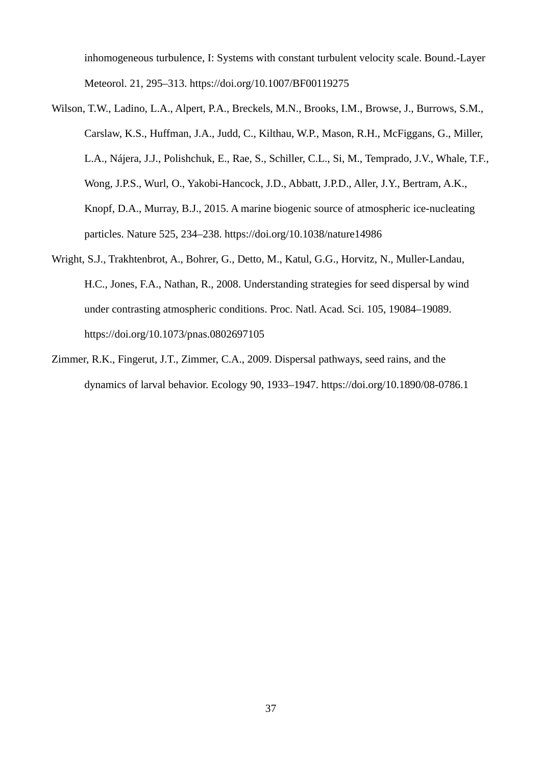inhomogeneous turbulence, I: Systems with constant turbulent velocity scale. Bound.-Layer Meteorol. 21, 295–313. https://doi.org/10.1007/BF00119275

Wilson, T.W., Ladino, L.A., Alpert, P.A., Breckels, M.N., Brooks, I.M., Browse, J., Burrows, S.M., Carslaw, K.S., Huffman, J.A., Judd, C., Kilthau, W.P., Mason, R.H., McFiggans, G., Miller, L.A., Nájera, J.J., Polishchuk, E., Rae, S., Schiller, C.L., Si, M., Temprado, J.V., Whale, T.F., Wong, J.P.S., Wurl, O., Yakobi-Hancock, J.D., Abbatt, J.P.D., Aller, J.Y., Bertram, A.K., Knopf, D.A., Murray, B.J., 2015. A marine biogenic source of atmospheric ice-nucleating particles. Nature 525, 234–238. https://doi.org/10.1038/nature14986

Wright, S.J., Trakhtenbrot, A., Bohrer, G., Detto, M., Katul, G.G., Horvitz, N., Muller-Landau, H.C., Jones, F.A., Nathan, R., 2008. Understanding strategies for seed dispersal by wind under contrasting atmospheric conditions. Proc. Natl. Acad. Sci. 105, 19084–19089. https://doi.org/10.1073/pnas.0802697105

Zimmer, R.K., Fingerut, J.T., Zimmer, C.A., 2009. Dispersal pathways, seed rains, and the dynamics of larval behavior. Ecology 90, 1933–1947. https://doi.org/10.1890/08-0786.1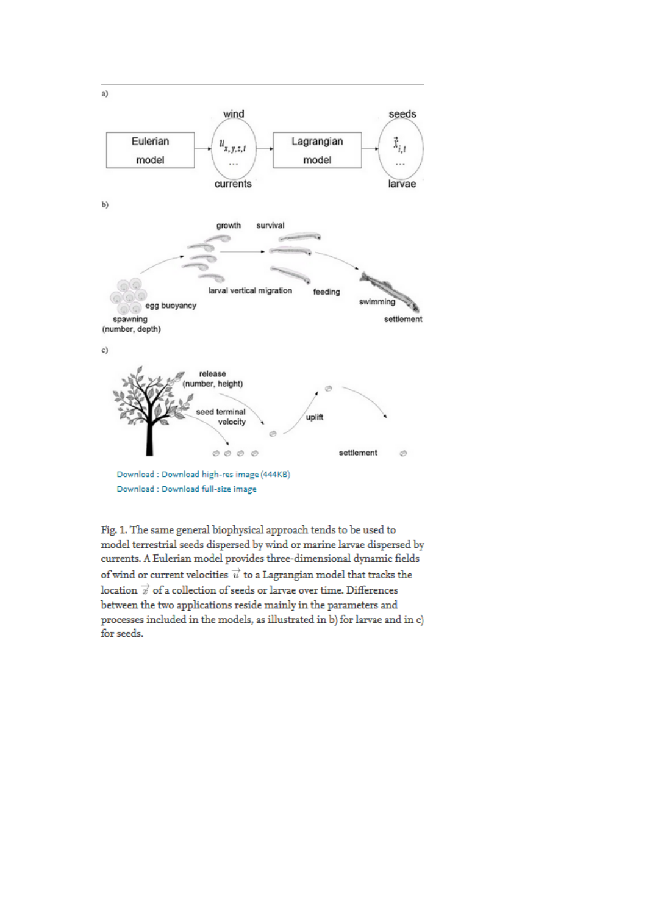a)

Eulerian model

wind

$u_{x,y,z,t}$

...

currents

Lagrangian model

seeds

$\vec{x}_{i,t}$

...

larvae

b)

growth

survival

larval vertical migration

feeding

egg buoyancy

spawning (number, depth)

swimming

settlement

c)

release (number, height)

seed terminal velocity

uplift

settlement

Download : Download high-res image (444KB)

Download : Download full-size image

Fig. 1. The same general biophysical approach tends to be used to model terrestrial seeds dispersed by wind or marine larvae dispersed by currents. A Eulerian model provides three-dimensional dynamic fields of wind or current velocities $\vec{u}$ to a Lagrangian model that tracks the location $\vec{x}$ of a collection of seeds or larvae over time. Differences between the two applications reside mainly in the parameters and processes included in the models, as illustrated in b) for larvae and in c) for seeds.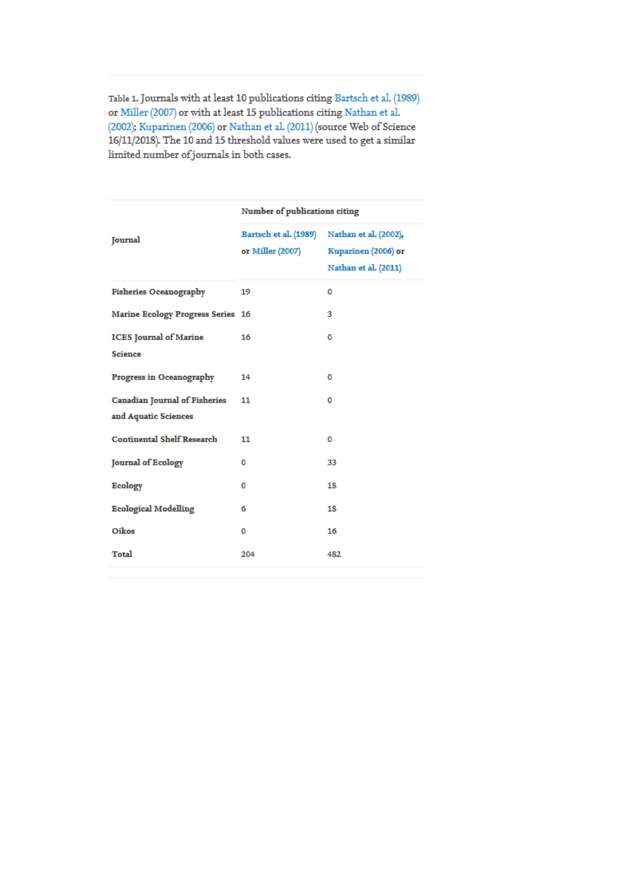Table 1. Journals with at least 10 publications citing Bartsch et al. (1989) or Miller (2007) or with at least 15 publications citing Nathan et al. (2002); Kuparinen (2006) or Nathan et al. (2011) (source Web of Science 16/11/2018). The 10 and 15 threshold values were used to get a similar limited number of journals in both cases.

| Journal | Number of publications citing | |
|---|---|---|
| | Bartsch et al. (1989) or Miller (2007) | Nathan et al. (2002), Kuparinen (2006) or Nathan et al. (2011) |
| Fisheries Oceanography | 19 | 0 |
| Marine Ecology Progress Series | 16 | 3 |
| ICES Journal of Marine Science | 16 | 0 |
| Progress in Oceanography | 14 | 0 |
| Canadian Journal of Fisheries and Aquatic Sciences | 11 | 0 |
| Continental Shelf Research | 11 | 0 |
| Journal of Ecology | 0 | 33 |
| Ecology | 0 | 18 |
| Ecological Modelling | 6 | 18 |
| Oikos | 0 | 16 |
| Total | 204 | 482 |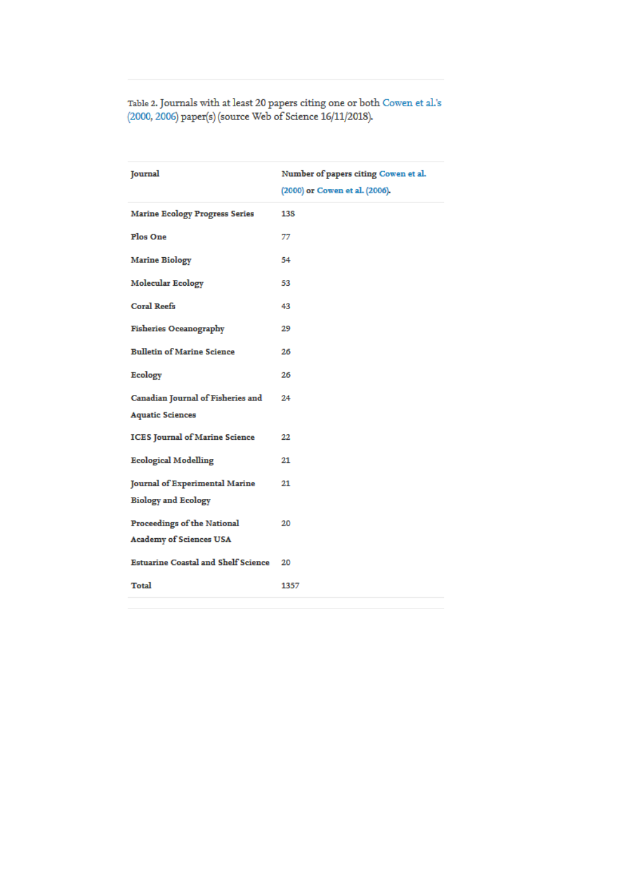Table 2. Journals with at least 20 papers citing one or both Cowen et al.'s (2000, 2006) paper(s) (source Web of Science 16/11/2018).

| Journal | Number of papers citing Cowen et al. (2000) or Cowen et al. (2006). |
| --- | --- |
| Marine Ecology Progress Series | 138 |
| Plos One | 77 |
| Marine Biology | 54 |
| Molecular Ecology | 53 |
| Coral Reefs | 43 |
| Fisheries Oceanography | 29 |
| Bulletin of Marine Science | 26 |
| Ecology | 26 |
| Canadian Journal of Fisheries and Aquatic Sciences | 24 |
| ICES Journal of Marine Science | 22 |
| Ecological Modelling | 21 |
| Journal of Experimental Marine Biology and Ecology | 21 |
| Proceedings of the National Academy of Sciences USA | 20 |
| Estuarine Coastal and Shelf Science | 20 |
| Total | 1357 |